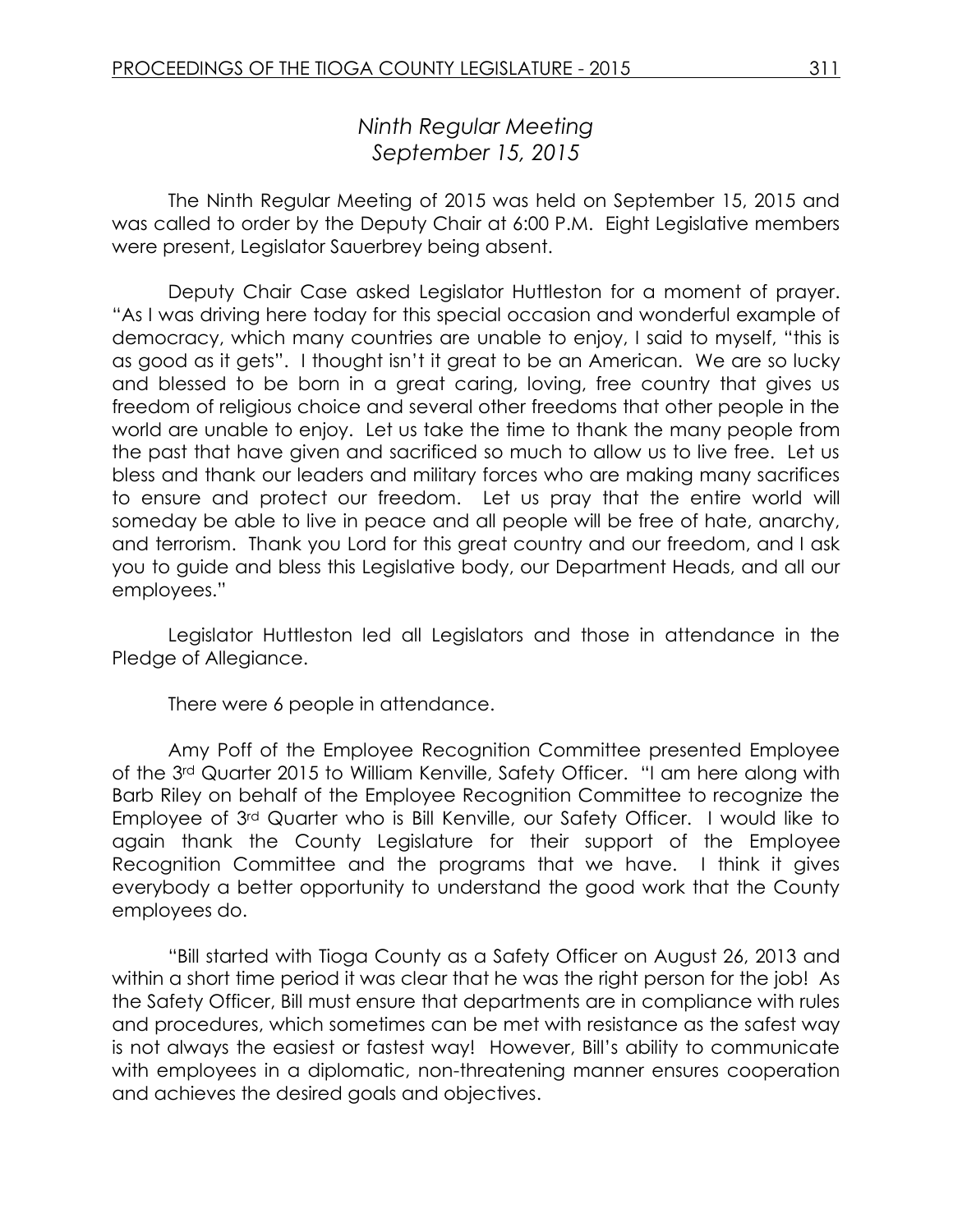# *Ninth Regular Meeting*
## *September 15, 2015*

The Ninth Regular Meeting of 2015 was held on September 15, 2015 and was called to order by the Deputy Chair at 6:00 P.M. Eight Legislative members were present, Legislator Sauerbrey being absent.

Deputy Chair Case asked Legislator Huttleston for a moment of prayer. "As I was driving here today for this special occasion and wonderful example of democracy, which many countries are unable to enjoy, I said to myself, "this is as good as it gets". I thought isn't it great to be an American. We are so lucky and blessed to be born in a great caring, loving, free country that gives us freedom of religious choice and several other freedoms that other people in the world are unable to enjoy. Let us take the time to thank the many people from the past that have given and sacrificed so much to allow us to live free. Let us bless and thank our leaders and military forces who are making many sacrifices to ensure and protect our freedom. Let us pray that the entire world will someday be able to live in peace and all people will be free of hate, anarchy, and terrorism. Thank you Lord for this great country and our freedom, and I ask you to guide and bless this Legislative body, our Department Heads, and all our employees."

Legislator Huttleston led all Legislators and those in attendance in the Pledge of Allegiance.

There were 6 people in attendance.

Amy Poff of the Employee Recognition Committee presented Employee of the 3rd Quarter 2015 to William Kenville, Safety Officer. "I am here along with Barb Riley on behalf of the Employee Recognition Committee to recognize the Employee of 3rd Quarter who is Bill Kenville, our Safety Officer. I would like to again thank the County Legislature for their support of the Employee Recognition Committee and the programs that we have. I think it gives everybody a better opportunity to understand the good work that the County employees do.

"Bill started with Tioga County as a Safety Officer on August 26, 2013 and within a short time period it was clear that he was the right person for the job! As the Safety Officer, Bill must ensure that departments are in compliance with rules and procedures, which sometimes can be met with resistance as the safest way is not always the easiest or fastest way! However, Bill's ability to communicate with employees in a diplomatic, non-threatening manner ensures cooperation and achieves the desired goals and objectives.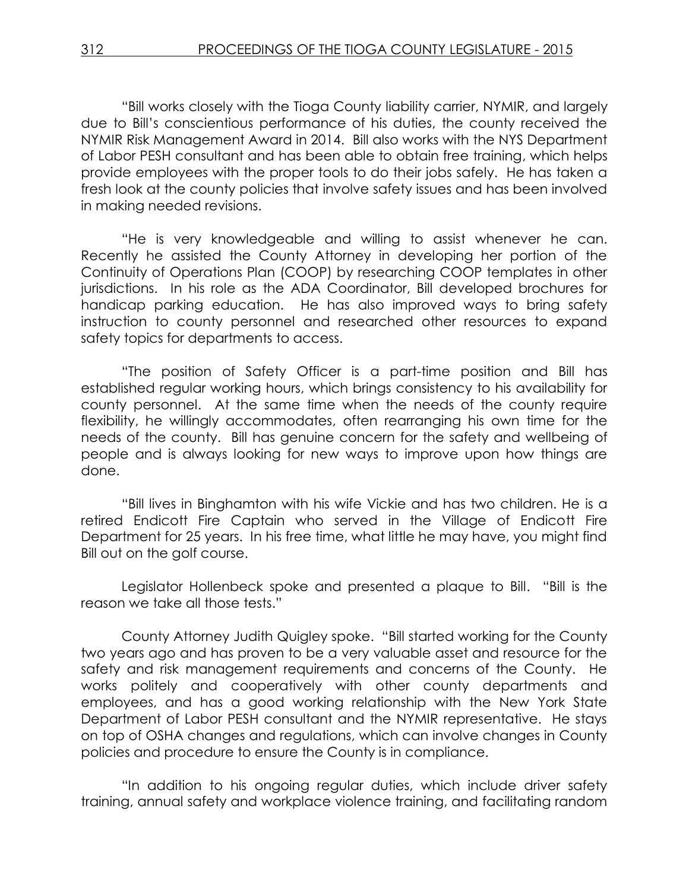"Bill works closely with the Tioga County liability carrier, NYMIR, and largely due to Bill's conscientious performance of his duties, the county received the NYMIR Risk Management Award in 2014. Bill also works with the NYS Department of Labor PESH consultant and has been able to obtain free training, which helps provide employees with the proper tools to do their jobs safely. He has taken a fresh look at the county policies that involve safety issues and has been involved in making needed revisions.

"He is very knowledgeable and willing to assist whenever he can. Recently he assisted the County Attorney in developing her portion of the Continuity of Operations Plan (COOP) by researching COOP templates in other jurisdictions. In his role as the ADA Coordinator, Bill developed brochures for handicap parking education. He has also improved ways to bring safety instruction to county personnel and researched other resources to expand safety topics for departments to access.

"The position of Safety Officer is a part-time position and Bill has established regular working hours, which brings consistency to his availability for county personnel. At the same time when the needs of the county require flexibility, he willingly accommodates, often rearranging his own time for the needs of the county. Bill has genuine concern for the safety and wellbeing of people and is always looking for new ways to improve upon how things are done.

"Bill lives in Binghamton with his wife Vickie and has two children. He is a retired Endicott Fire Captain who served in the Village of Endicott Fire Department for 25 years. In his free time, what little he may have, you might find Bill out on the golf course.

Legislator Hollenbeck spoke and presented a plaque to Bill. "Bill is the reason we take all those tests."

County Attorney Judith Quigley spoke. "Bill started working for the County two years ago and has proven to be a very valuable asset and resource for the safety and risk management requirements and concerns of the County. He works politely and cooperatively with other county departments and employees, and has a good working relationship with the New York State Department of Labor PESH consultant and the NYMIR representative. He stays on top of OSHA changes and regulations, which can involve changes in County policies and procedure to ensure the County is in compliance.

"In addition to his ongoing regular duties, which include driver safety training, annual safety and workplace violence training, and facilitating random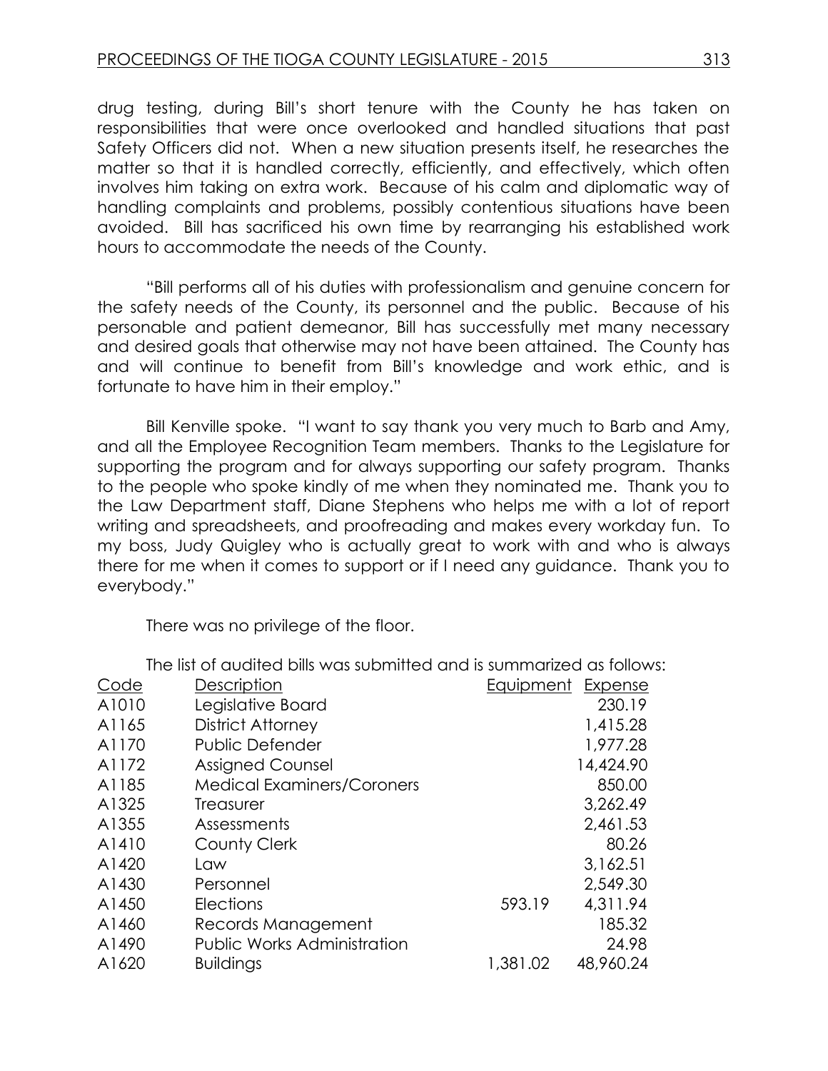drug testing, during Bill's short tenure with the County he has taken on responsibilities that were once overlooked and handled situations that past Safety Officers did not. When a new situation presents itself, he researches the matter so that it is handled correctly, efficiently, and effectively, which often involves him taking on extra work. Because of his calm and diplomatic way of handling complaints and problems, possibly contentious situations have been avoided. Bill has sacrificed his own time by rearranging his established work hours to accommodate the needs of the County.

"Bill performs all of his duties with professionalism and genuine concern for the safety needs of the County, its personnel and the public. Because of his personable and patient demeanor, Bill has successfully met many necessary and desired goals that otherwise may not have been attained. The County has and will continue to benefit from Bill's knowledge and work ethic, and is fortunate to have him in their employ."

Bill Kenville spoke. "I want to say thank you very much to Barb and Amy, and all the Employee Recognition Team members. Thanks to the Legislature for supporting the program and for always supporting our safety program. Thanks to the people who spoke kindly of me when they nominated me. Thank you to the Law Department staff, Diane Stephens who helps me with a lot of report writing and spreadsheets, and proofreading and makes every workday fun. To my boss, Judy Quigley who is actually great to work with and who is always there for me when it comes to support or if I need any guidance. Thank you to everybody."

There was no privilege of the floor.

The list of audited bills was submitted and is summarized as follows:

| Code | Description | Equipment | Expense |
|---|---|---|---|
| A1010 | Legislative Board | | 230.19 |
| A1165 | District Attorney | | 1,415.28 |
| A1170 | Public Defender | | 1,977.28 |
| A1172 | Assigned Counsel | | 14,424.90 |
| A1185 | Medical Examiners/Coroners | | 850.00 |
| A1325 | Treasurer | | 3,262.49 |
| A1355 | Assessments | | 2,461.53 |
| A1410 | County Clerk | | 80.26 |
| A1420 | Law | | 3,162.51 |
| A1430 | Personnel | | 2,549.30 |
| A1450 | Elections | 593.19 | 4,311.94 |
| A1460 | Records Management | | 185.32 |
| A1490 | Public Works Administration | | 24.98 |
| A1620 | Buildings | 1,381.02 | 48,960.24 |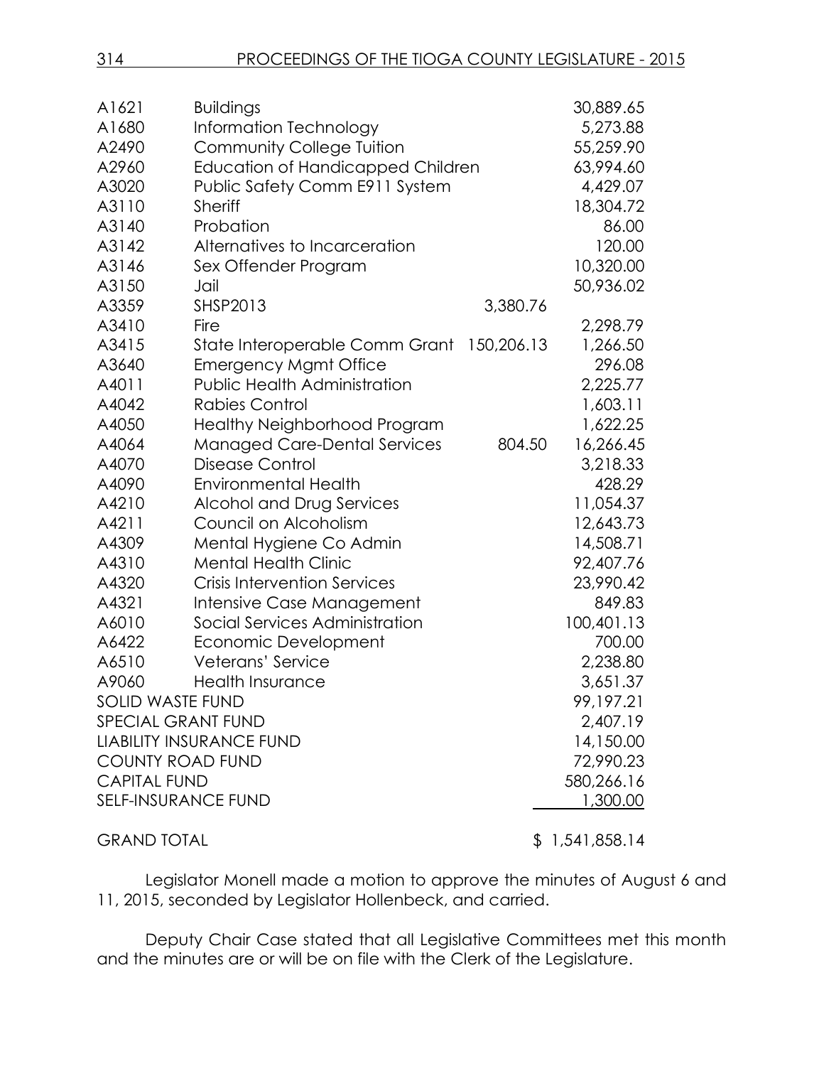| | | | |
|---|---|---|---|
| A1621 | Buildings | | 30,889.65 |
| A1680 | Information Technology | | 5,273.88 |
| A2490 | Community College Tuition | | 55,259.90 |
| A2960 | Education of Handicapped Children | | 63,994.60 |
| A3020 | Public Safety Comm E911 System | | 4,429.07 |
| A3110 | Sheriff | | 18,304.72 |
| A3140 | Probation | | 86.00 |
| A3142 | Alternatives to Incarceration | | 120.00 |
| A3146 | Sex Offender Program | | 10,320.00 |
| A3150 | Jail | | 50,936.02 |
| A3359 | SHSP2013 | 3,380.76 | |
| A3410 | Fire | | 2,298.79 |
| A3415 | State Interoperable Comm Grant | 150,206.13 | 1,266.50 |
| A3640 | Emergency Mgmt Office | | 296.08 |
| A4011 | Public Health Administration | | 2,225.77 |
| A4042 | Rabies Control | | 1,603.11 |
| A4050 | Healthy Neighborhood Program | | 1,622.25 |
| A4064 | Managed Care-Dental Services | 804.50 | 16,266.45 |
| A4070 | Disease Control | | 3,218.33 |
| A4090 | Environmental Health | | 428.29 |
| A4210 | Alcohol and Drug Services | | 11,054.37 |
| A4211 | Council on Alcoholism | | 12,643.73 |
| A4309 | Mental Hygiene Co Admin | | 14,508.71 |
| A4310 | Mental Health Clinic | | 92,407.76 |
| A4320 | Crisis Intervention Services | | 23,990.42 |
| A4321 | Intensive Case Management | | 849.83 |
| A6010 | Social Services Administration | | 100,401.13 |
| A6422 | Economic Development | | 700.00 |
| A6510 | Veterans' Service | | 2,238.80 |
| A9060 | Health Insurance | | 3,651.37 |
| SOLID WASTE FUND | | | 99,197.21 |
| SPECIAL GRANT FUND | | | 2,407.19 |
| LIABILITY INSURANCE FUND | | | 14,150.00 |
| COUNTY ROAD FUND | | | 72,990.23 |
| CAPITAL FUND | | | 580,266.16 |
| SELF-INSURANCE FUND | | | 1,300.00 |
| GRAND TOTAL | | | $ 1,541,858.14 |

Legislator Monell made a motion to approve the minutes of August 6 and 11, 2015, seconded by Legislator Hollenbeck, and carried.

Deputy Chair Case stated that all Legislative Committees met this month and the minutes are or will be on file with the Clerk of the Legislature.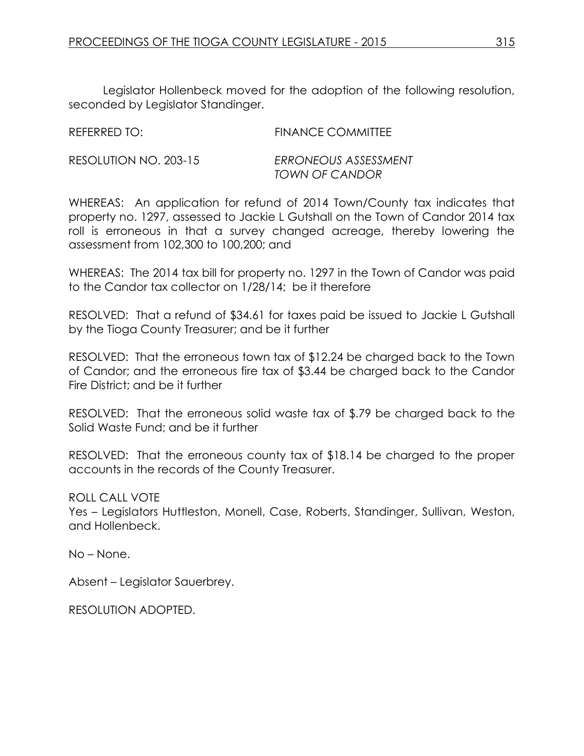Legislator Hollenbeck moved for the adoption of the following resolution, seconded by Legislator Standinger.

REFERRED TO: FINANCE COMMITTEE

RESOLUTION NO. 203-15 *ERRONEOUS ASSESSMENT TOWN OF CANDOR*

WHEREAS: An application for refund of 2014 Town/County tax indicates that property no. 1297, assessed to Jackie L Gutshall on the Town of Candor 2014 tax roll is erroneous in that a survey changed acreage, thereby lowering the assessment from 102,300 to 100,200; and

WHEREAS: The 2014 tax bill for property no. 1297 in the Town of Candor was paid to the Candor tax collector on 1/28/14; be it therefore

RESOLVED: That a refund of $34.61 for taxes paid be issued to Jackie L Gutshall by the Tioga County Treasurer; and be it further

RESOLVED: That the erroneous town tax of $12.24 be charged back to the Town of Candor; and the erroneous fire tax of $3.44 be charged back to the Candor Fire District; and be it further

RESOLVED: That the erroneous solid waste tax of $.79 be charged back to the Solid Waste Fund; and be it further

RESOLVED: That the erroneous county tax of $18.14 be charged to the proper accounts in the records of the County Treasurer.

ROLL CALL VOTE
Yes – Legislators Huttleston, Monell, Case, Roberts, Standinger, Sullivan, Weston, and Hollenbeck.

No – None.

Absent – Legislator Sauerbrey.

RESOLUTION ADOPTED.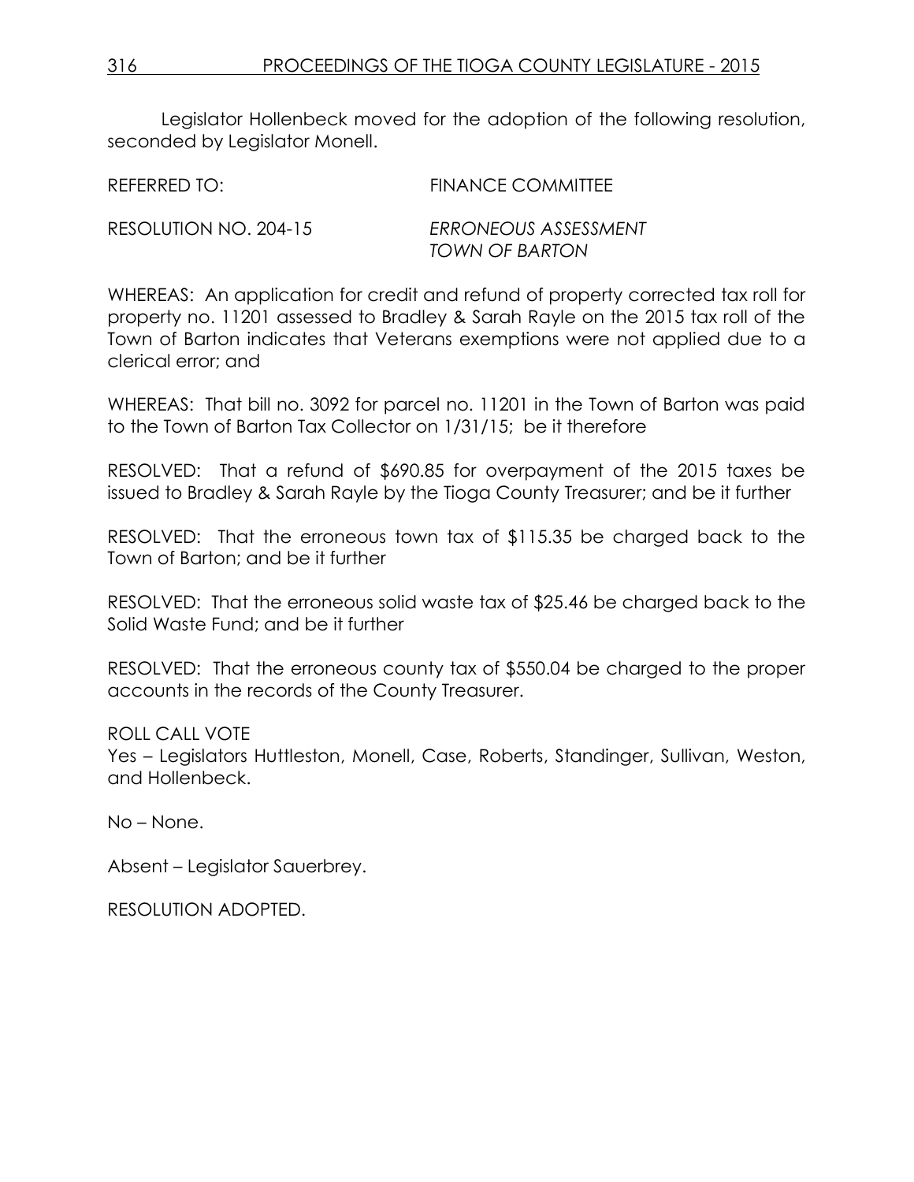Legislator Hollenbeck moved for the adoption of the following resolution, seconded by Legislator Monell.

REFERRED TO: FINANCE COMMITTEE

RESOLUTION NO. 204-15 *ERRONEOUS ASSESSMENT TOWN OF BARTON*

WHEREAS: An application for credit and refund of property corrected tax roll for property no. 11201 assessed to Bradley & Sarah Rayle on the 2015 tax roll of the Town of Barton indicates that Veterans exemptions were not applied due to a clerical error; and

WHEREAS: That bill no. 3092 for parcel no. 11201 in the Town of Barton was paid to the Town of Barton Tax Collector on 1/31/15; be it therefore

RESOLVED: That a refund of $690.85 for overpayment of the 2015 taxes be issued to Bradley & Sarah Rayle by the Tioga County Treasurer; and be it further

RESOLVED: That the erroneous town tax of $115.35 be charged back to the Town of Barton; and be it further

RESOLVED: That the erroneous solid waste tax of $25.46 be charged back to the Solid Waste Fund; and be it further

RESOLVED: That the erroneous county tax of $550.04 be charged to the proper accounts in the records of the County Treasurer.

ROLL CALL VOTE
Yes – Legislators Huttleston, Monell, Case, Roberts, Standinger, Sullivan, Weston, and Hollenbeck.

No – None.

Absent – Legislator Sauerbrey.

RESOLUTION ADOPTED.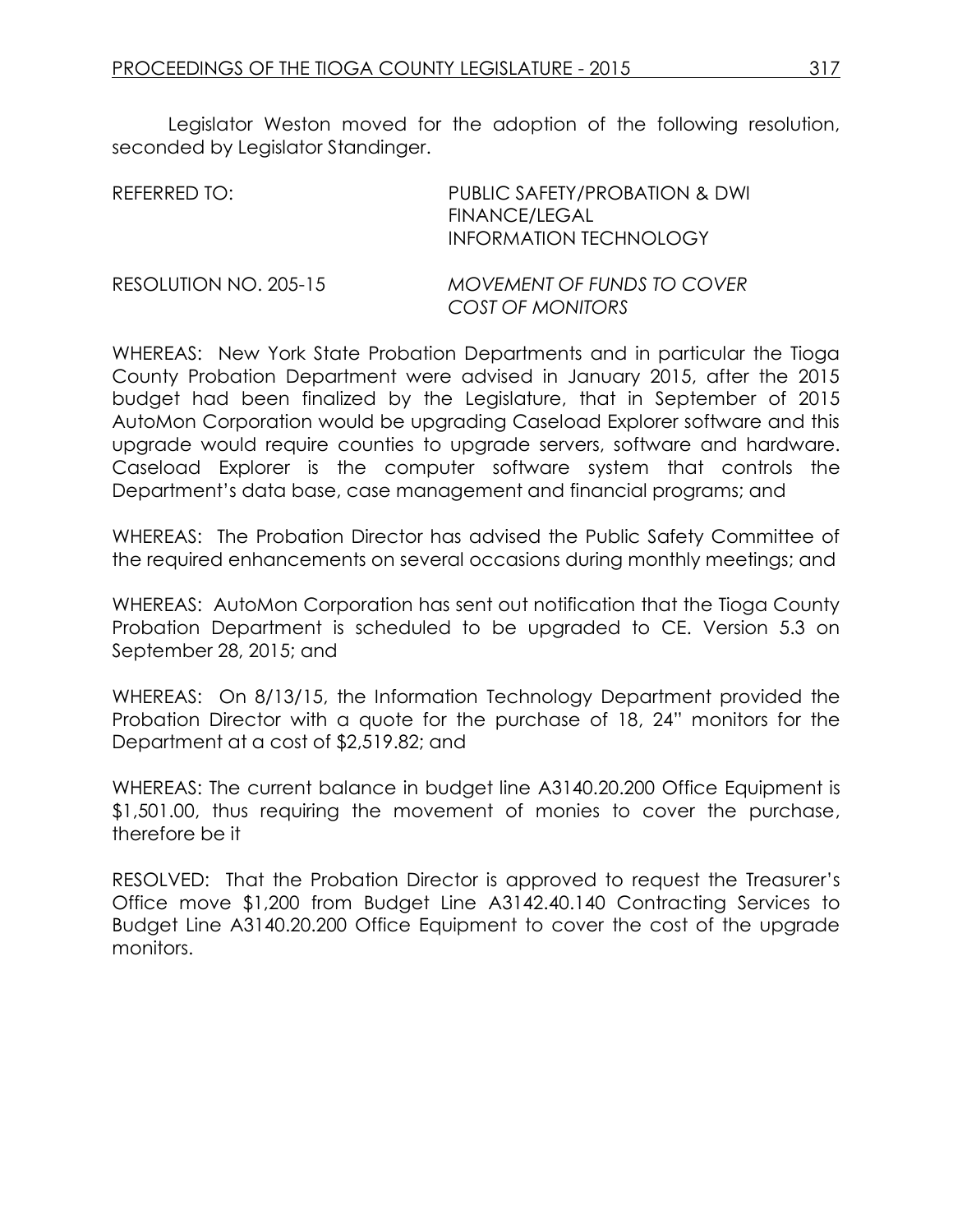Legislator Weston moved for the adoption of the following resolution, seconded by Legislator Standinger.

REFERRED TO: PUBLIC SAFETY/PROBATION & DWI
FINANCE/LEGAL
INFORMATION TECHNOLOGY

RESOLUTION NO. 205-15 *MOVEMENT OF FUNDS TO COVER COST OF MONITORS*

WHEREAS: New York State Probation Departments and in particular the Tioga County Probation Department were advised in January 2015, after the 2015 budget had been finalized by the Legislature, that in September of 2015 AutoMon Corporation would be upgrading Caseload Explorer software and this upgrade would require counties to upgrade servers, software and hardware. Caseload Explorer is the computer software system that controls the Department's data base, case management and financial programs; and

WHEREAS: The Probation Director has advised the Public Safety Committee of the required enhancements on several occasions during monthly meetings; and

WHEREAS: AutoMon Corporation has sent out notification that the Tioga County Probation Department is scheduled to be upgraded to CE. Version 5.3 on September 28, 2015; and

WHEREAS: On 8/13/15, the Information Technology Department provided the Probation Director with a quote for the purchase of 18, 24" monitors for the Department at a cost of $2,519.82; and

WHEREAS: The current balance in budget line A3140.20.200 Office Equipment is $1,501.00, thus requiring the movement of monies to cover the purchase, therefore be it

RESOLVED: That the Probation Director is approved to request the Treasurer's Office move $1,200 from Budget Line A3142.40.140 Contracting Services to Budget Line A3140.20.200 Office Equipment to cover the cost of the upgrade monitors.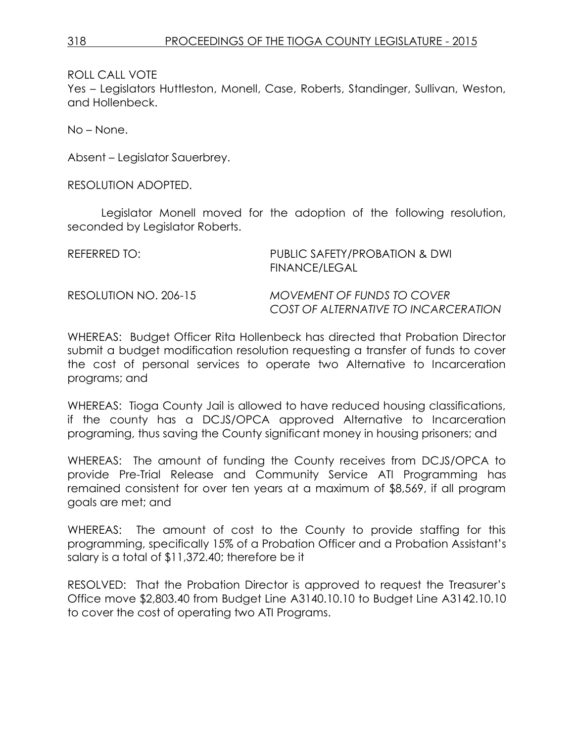ROLL CALL VOTE
Yes – Legislators Huttleston, Monell, Case, Roberts, Standinger, Sullivan, Weston, and Hollenbeck.

No – None.

Absent – Legislator Sauerbrey.

RESOLUTION ADOPTED.

Legislator Monell moved for the adoption of the following resolution, seconded by Legislator Roberts.

REFERRED TO: PUBLIC SAFETY/PROBATION & DWI
FINANCE/LEGAL

RESOLUTION NO. 206-15 *MOVEMENT OF FUNDS TO COVER COST OF ALTERNATIVE TO INCARCERATION*

WHEREAS: Budget Officer Rita Hollenbeck has directed that Probation Director submit a budget modification resolution requesting a transfer of funds to cover the cost of personal services to operate two Alternative to Incarceration programs; and

WHEREAS: Tioga County Jail is allowed to have reduced housing classifications, if the county has a DCJS/OPCA approved Alternative to Incarceration programing, thus saving the County significant money in housing prisoners; and

WHEREAS: The amount of funding the County receives from DCJS/OPCA to provide Pre-Trial Release and Community Service ATI Programming has remained consistent for over ten years at a maximum of $8,569, if all program goals are met; and

WHEREAS: The amount of cost to the County to provide staffing for this programming, specifically 15% of a Probation Officer and a Probation Assistant's salary is a total of $11,372.40; therefore be it

RESOLVED: That the Probation Director is approved to request the Treasurer's Office move $2,803.40 from Budget Line A3140.10.10 to Budget Line A3142.10.10 to cover the cost of operating two ATI Programs.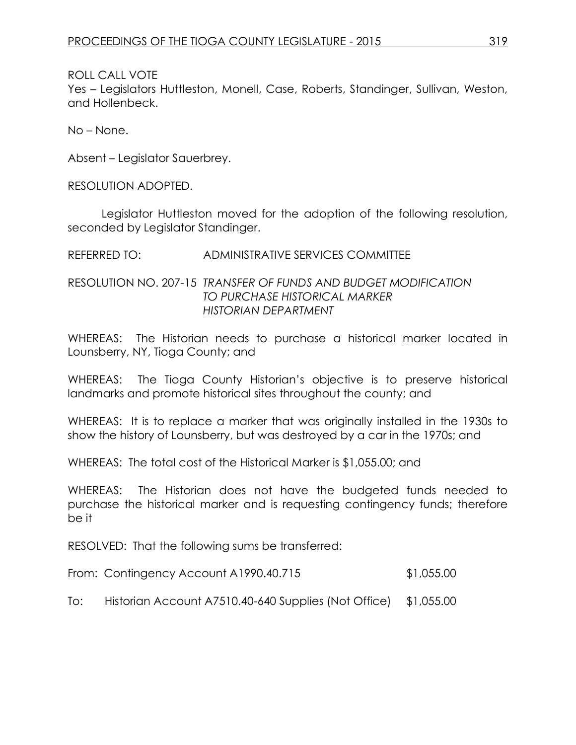ROLL CALL VOTE

Yes – Legislators Huttleston, Monell, Case, Roberts, Standinger, Sullivan, Weston, and Hollenbeck.

No – None.

Absent – Legislator Sauerbrey.

RESOLUTION ADOPTED.

Legislator Huttleston moved for the adoption of the following resolution, seconded by Legislator Standinger.

REFERRED TO: ADMINISTRATIVE SERVICES COMMITTEE

RESOLUTION NO. 207-15 *TRANSFER OF FUNDS AND BUDGET MODIFICATION TO PURCHASE HISTORICAL MARKER HISTORIAN DEPARTMENT*

WHEREAS: The Historian needs to purchase a historical marker located in Lounsberry, NY, Tioga County; and

WHEREAS: The Tioga County Historian's objective is to preserve historical landmarks and promote historical sites throughout the county; and

WHEREAS: It is to replace a marker that was originally installed in the 1930s to show the history of Lounsberry, but was destroyed by a car in the 1970s; and

WHEREAS: The total cost of the Historical Marker is $1,055.00; and

WHEREAS: The Historian does not have the budgeted funds needed to purchase the historical marker and is requesting contingency funds; therefore be it

RESOLVED: That the following sums be transferred:

From: Contingency Account A1990.40.715 $1,055.00

To: Historian Account A7510.40-640 Supplies (Not Office) $1,055.00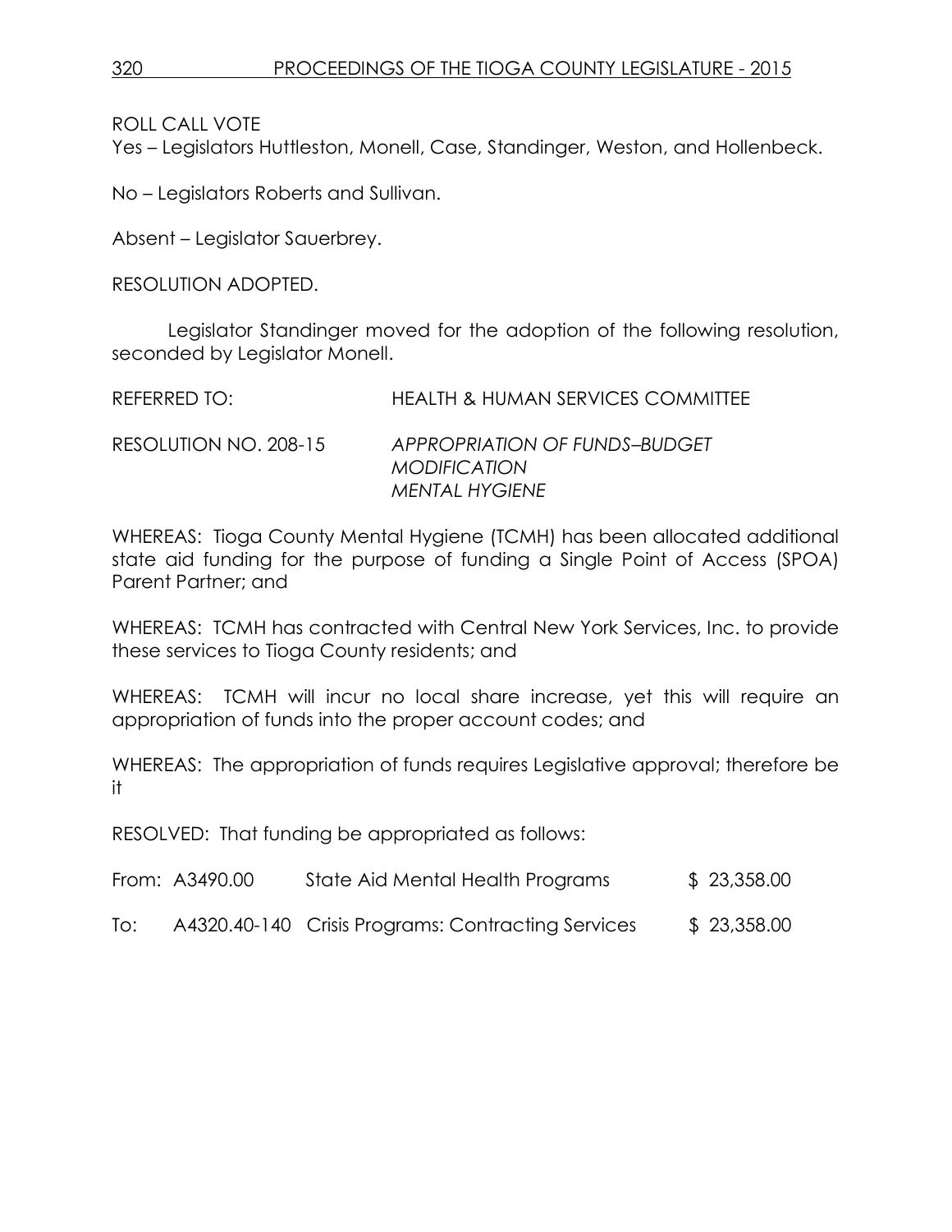ROLL CALL VOTE
Yes – Legislators Huttleston, Monell, Case, Standinger, Weston, and Hollenbeck.

No – Legislators Roberts and Sullivan.

Absent – Legislator Sauerbrey.

RESOLUTION ADOPTED.

Legislator Standinger moved for the adoption of the following resolution, seconded by Legislator Monell.

REFERRED TO: HEALTH & HUMAN SERVICES COMMITTEE

RESOLUTION NO. 208-15 *APPROPRIATION OF FUNDS–BUDGET MODIFICATION MENTAL HYGIENE*

WHEREAS: Tioga County Mental Hygiene (TCMH) has been allocated additional state aid funding for the purpose of funding a Single Point of Access (SPOA) Parent Partner; and

WHEREAS: TCMH has contracted with Central New York Services, Inc. to provide these services to Tioga County residents; and

WHEREAS: TCMH will incur no local share increase, yet this will require an appropriation of funds into the proper account codes; and

WHEREAS: The appropriation of funds requires Legislative approval; therefore be it

RESOLVED: That funding be appropriated as follows:

| | | | |
|---|---|---|---|
| From: | A3490.00 | State Aid Mental Health Programs | $ 23,358.00 |
| To: | A4320.40-140 | Crisis Programs: Contracting Services | $ 23,358.00 |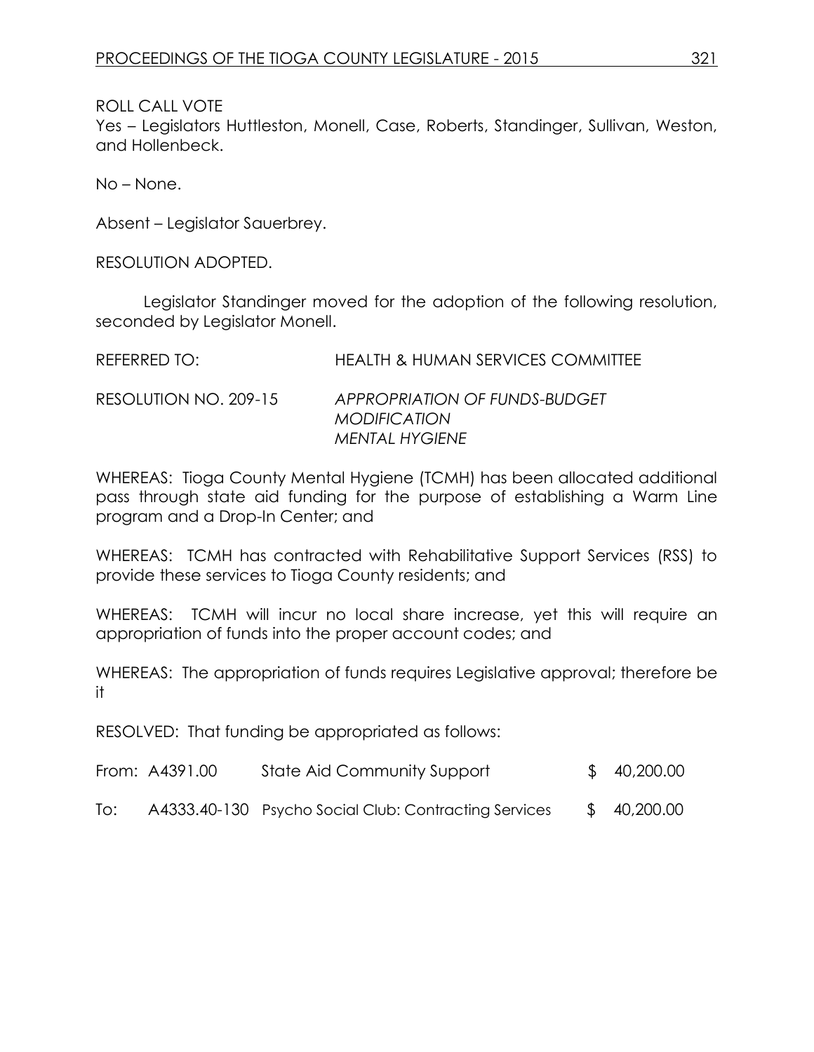ROLL CALL VOTE
Yes – Legislators Huttleston, Monell, Case, Roberts, Standinger, Sullivan, Weston, and Hollenbeck.

No – None.

Absent – Legislator Sauerbrey.

RESOLUTION ADOPTED.

Legislator Standinger moved for the adoption of the following resolution, seconded by Legislator Monell.

REFERRED TO: HEALTH & HUMAN SERVICES COMMITTEE

RESOLUTION NO. 209-15 *APPROPRIATION OF FUNDS-BUDGET MODIFICATION MENTAL HYGIENE*

WHEREAS: Tioga County Mental Hygiene (TCMH) has been allocated additional pass through state aid funding for the purpose of establishing a Warm Line program and a Drop-In Center; and

WHEREAS: TCMH has contracted with Rehabilitative Support Services (RSS) to provide these services to Tioga County residents; and

WHEREAS: TCMH will incur no local share increase, yet this will require an appropriation of funds into the proper account codes; and

WHEREAS: The appropriation of funds requires Legislative approval; therefore be it

RESOLVED: That funding be appropriated as follows:

| | | | |
|---|---|---|---|
| From: | A4391.00 | State Aid Community Support | $ 40,200.00 |
| To: | A4333.40-130 | Psycho Social Club: Contracting Services | $ 40,200.00 |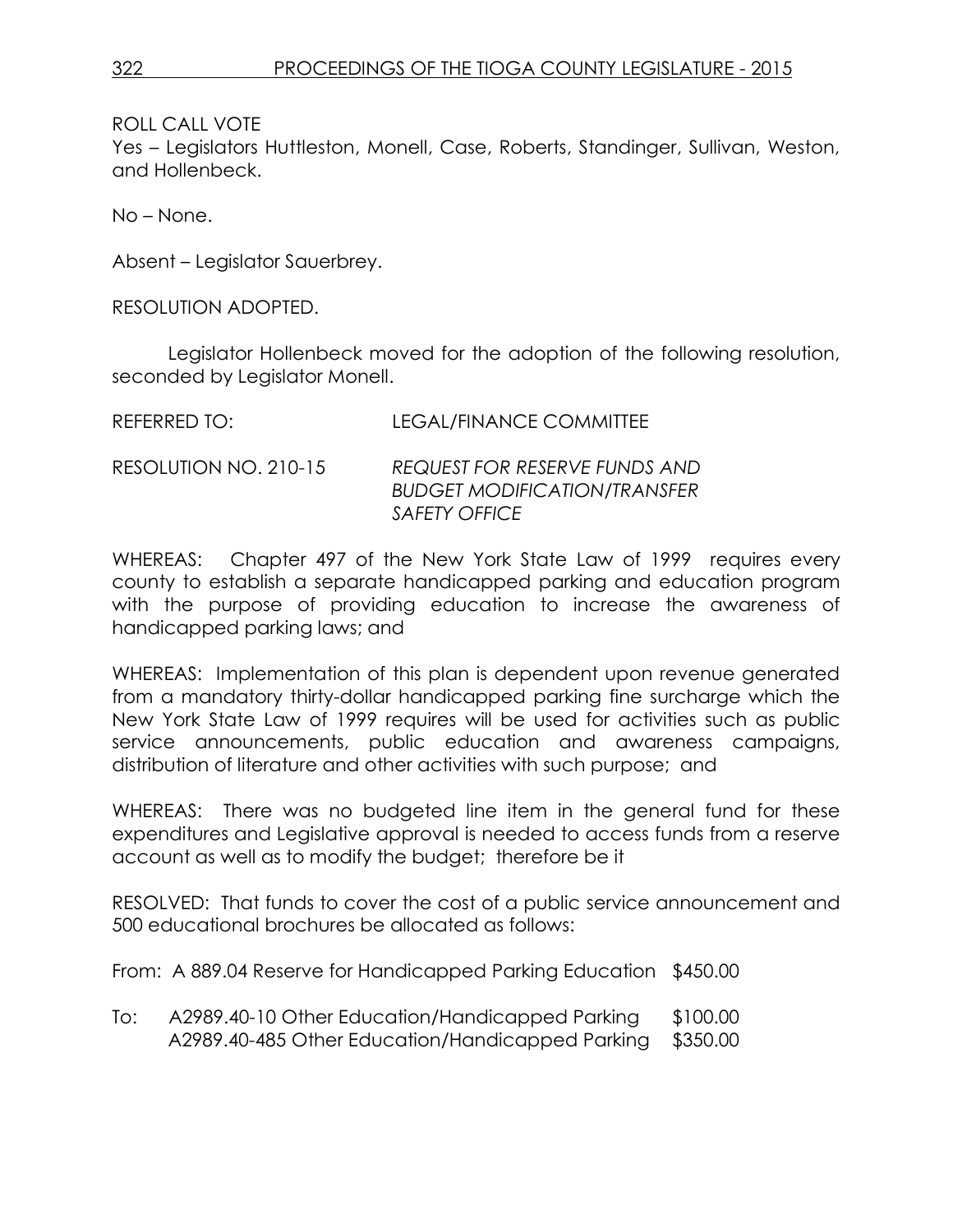ROLL CALL VOTE
Yes – Legislators Huttleston, Monell, Case, Roberts, Standinger, Sullivan, Weston, and Hollenbeck.

No – None.

Absent – Legislator Sauerbrey.

RESOLUTION ADOPTED.

Legislator Hollenbeck moved for the adoption of the following resolution, seconded by Legislator Monell.

REFERRED TO: LEGAL/FINANCE COMMITTEE

RESOLUTION NO. 210-15 *REQUEST FOR RESERVE FUNDS AND BUDGET MODIFICATION/TRANSFER SAFETY OFFICE*

WHEREAS: Chapter 497 of the New York State Law of 1999 requires every county to establish a separate handicapped parking and education program with the purpose of providing education to increase the awareness of handicapped parking laws; and

WHEREAS: Implementation of this plan is dependent upon revenue generated from a mandatory thirty-dollar handicapped parking fine surcharge which the New York State Law of 1999 requires will be used for activities such as public service announcements, public education and awareness campaigns, distribution of literature and other activities with such purpose; and

WHEREAS: There was no budgeted line item in the general fund for these expenditures and Legislative approval is needed to access funds from a reserve account as well as to modify the budget; therefore be it

RESOLVED: That funds to cover the cost of a public service announcement and 500 educational brochures be allocated as follows:

From: A 889.04 Reserve for Handicapped Parking Education $450.00

To: A2989.40-10 Other Education/Handicapped Parking $100.00
A2989.40-485 Other Education/Handicapped Parking $350.00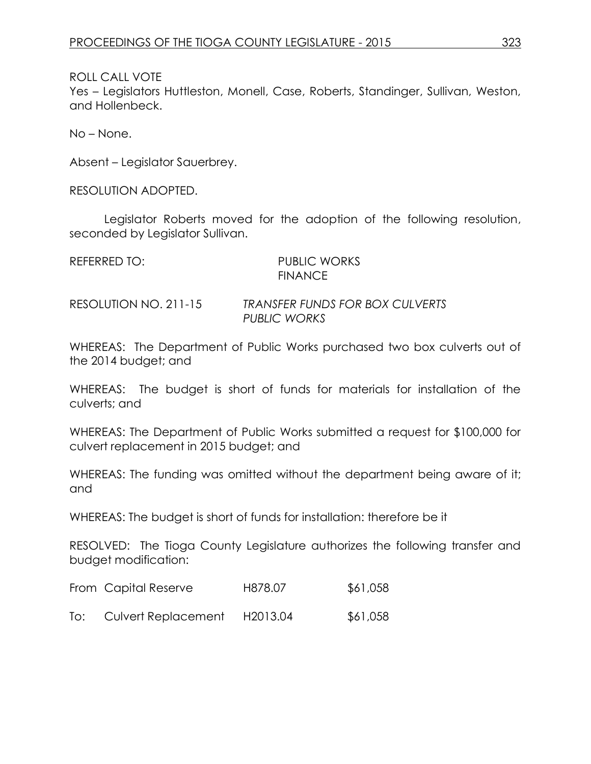ROLL CALL VOTE
Yes – Legislators Huttleston, Monell, Case, Roberts, Standinger, Sullivan, Weston, and Hollenbeck.

No – None.

Absent – Legislator Sauerbrey.

RESOLUTION ADOPTED.

Legislator Roberts moved for the adoption of the following resolution, seconded by Legislator Sullivan.

REFERRED TO: PUBLIC WORKS
FINANCE

RESOLUTION NO. 211-15 *TRANSFER FUNDS FOR BOX CULVERTS PUBLIC WORKS*

WHEREAS: The Department of Public Works purchased two box culverts out of the 2014 budget; and

WHEREAS: The budget is short of funds for materials for installation of the culverts; and

WHEREAS: The Department of Public Works submitted a request for $100,000 for culvert replacement in 2015 budget; and

WHEREAS: The funding was omitted without the department being aware of it; and

WHEREAS: The budget is short of funds for installation: therefore be it

RESOLVED: The Tioga County Legislature authorizes the following transfer and budget modification:

| | | | |
|---|---|---|---|
| From | Capital Reserve | H878.07 | $61,058 |
| To: | Culvert Replacement | H2013.04 | $61,058 |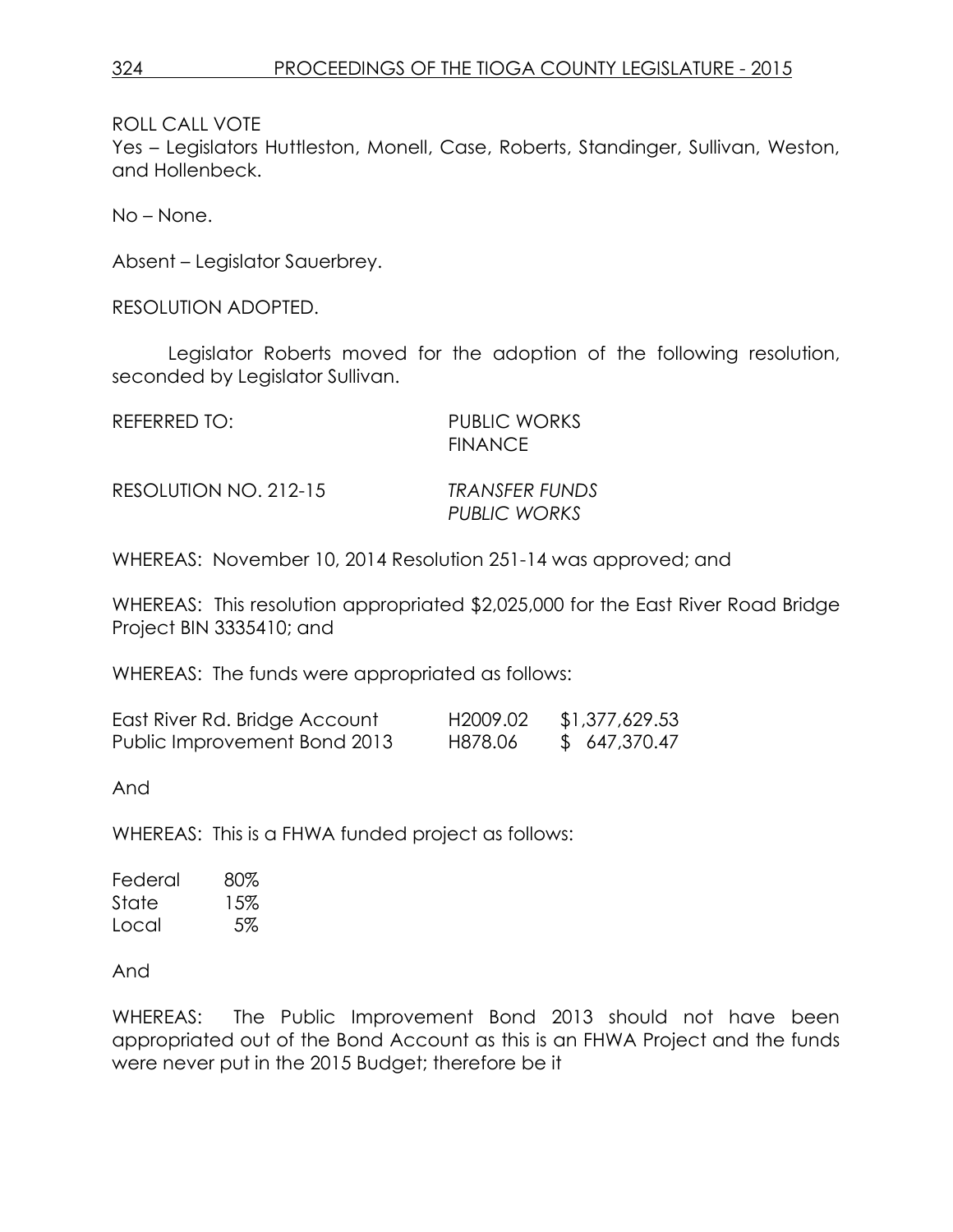ROLL CALL VOTE
Yes – Legislators Huttleston, Monell, Case, Roberts, Standinger, Sullivan, Weston, and Hollenbeck.

No – None.

Absent – Legislator Sauerbrey.

RESOLUTION ADOPTED.

Legislator Roberts moved for the adoption of the following resolution, seconded by Legislator Sullivan.

REFERRED TO: PUBLIC WORKS
FINANCE

RESOLUTION NO. 212-15 *TRANSFER FUNDS PUBLIC WORKS*

WHEREAS: November 10, 2014 Resolution 251-14 was approved; and

WHEREAS: This resolution appropriated $2,025,000 for the East River Road Bridge Project BIN 3335410; and

WHEREAS: The funds were appropriated as follows:

| | | |
|---|---|---|
| East River Rd. Bridge Account | H2009.02 | $1,377,629.53 |
| Public Improvement Bond 2013 | H878.06 | $ 647,370.47 |

And

WHEREAS: This is a FHWA funded project as follows:

| | |
|---|---|
| Federal | 80% |
| State | 15% |
| Local | 5% |

And

WHEREAS: The Public Improvement Bond 2013 should not have been appropriated out of the Bond Account as this is an FHWA Project and the funds were never put in the 2015 Budget; therefore be it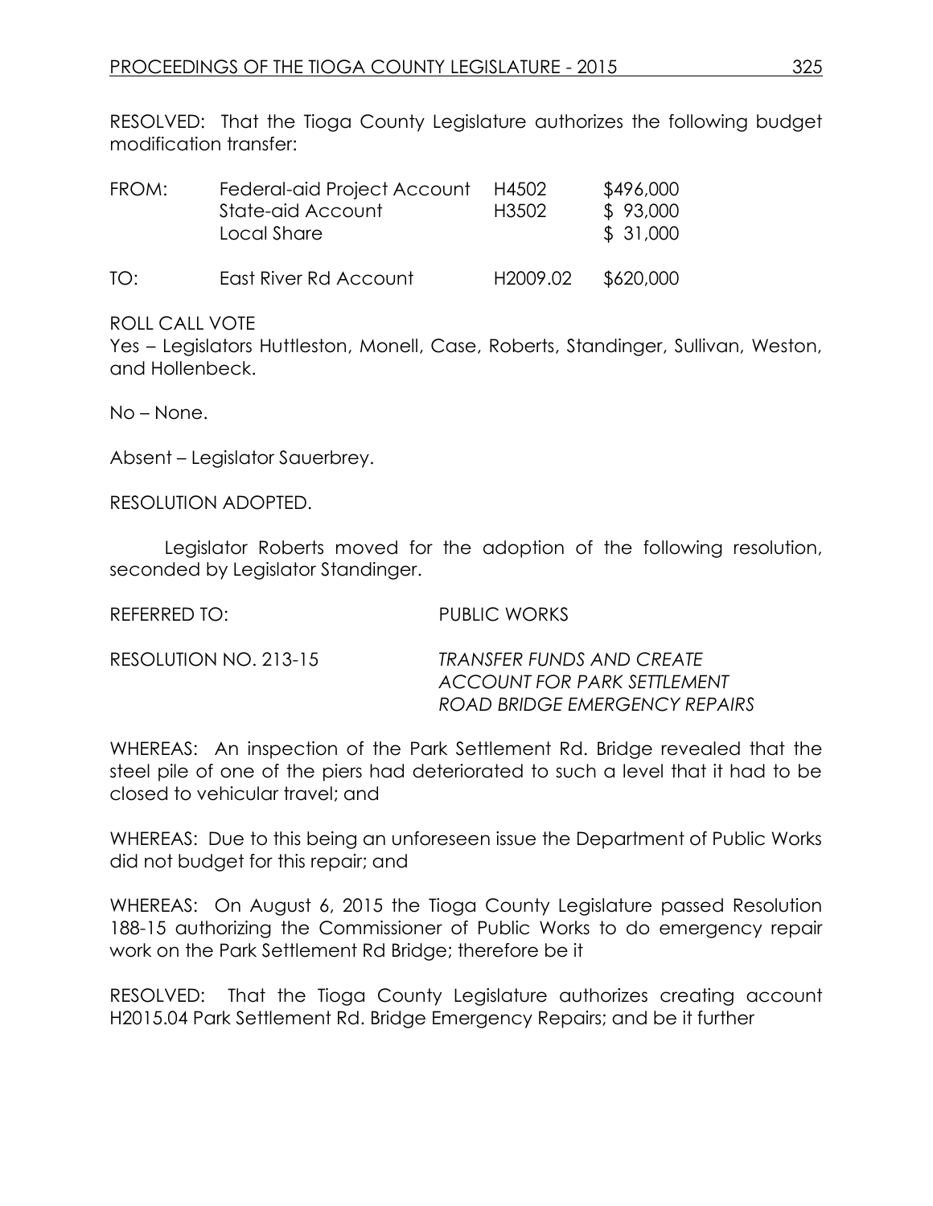RESOLVED: That the Tioga County Legislature authorizes the following budget modification transfer:

| | | | |
|---|---|---|---|
| FROM: | Federal-aid Project Account | H4502 | $496,000 |
| | State-aid Account | H3502 | $ 93,000 |
| | Local Share | | $ 31,000 |
| TO: | East River Rd Account | H2009.02 | $620,000 |

ROLL CALL VOTE
Yes – Legislators Huttleston, Monell, Case, Roberts, Standinger, Sullivan, Weston, and Hollenbeck.

No – None.

Absent – Legislator Sauerbrey.

RESOLUTION ADOPTED.

Legislator Roberts moved for the adoption of the following resolution, seconded by Legislator Standinger.

REFERRED TO: PUBLIC WORKS

RESOLUTION NO. 213-15 *TRANSFER FUNDS AND CREATE ACCOUNT FOR PARK SETTLEMENT ROAD BRIDGE EMERGENCY REPAIRS*

WHEREAS: An inspection of the Park Settlement Rd. Bridge revealed that the steel pile of one of the piers had deteriorated to such a level that it had to be closed to vehicular travel; and

WHEREAS: Due to this being an unforeseen issue the Department of Public Works did not budget for this repair; and

WHEREAS: On August 6, 2015 the Tioga County Legislature passed Resolution 188-15 authorizing the Commissioner of Public Works to do emergency repair work on the Park Settlement Rd Bridge; therefore be it

RESOLVED: That the Tioga County Legislature authorizes creating account H2015.04 Park Settlement Rd. Bridge Emergency Repairs; and be it further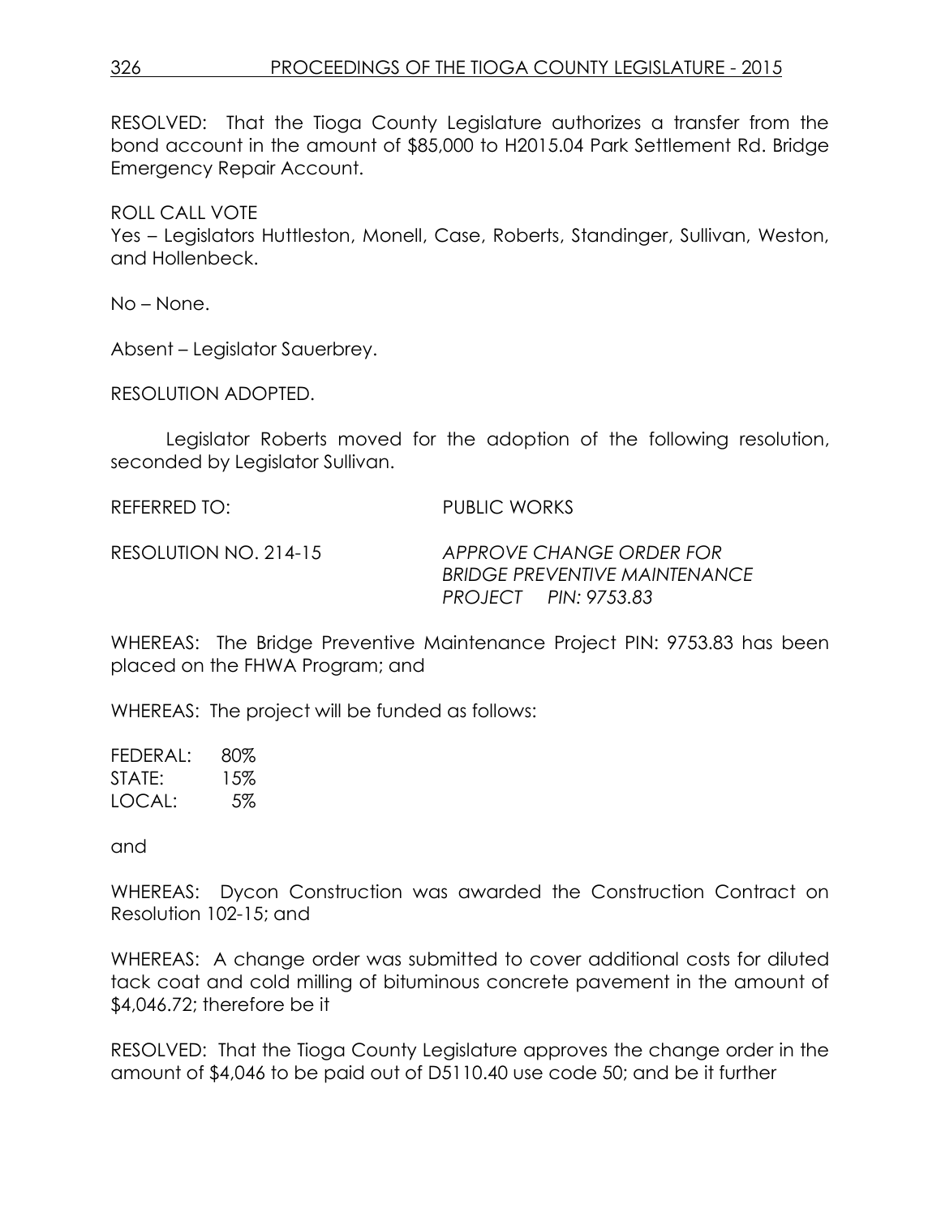RESOLVED: That the Tioga County Legislature authorizes a transfer from the bond account in the amount of $85,000 to H2015.04 Park Settlement Rd. Bridge Emergency Repair Account.

ROLL CALL VOTE
Yes – Legislators Huttleston, Monell, Case, Roberts, Standinger, Sullivan, Weston, and Hollenbeck.

No – None.

Absent – Legislator Sauerbrey.

RESOLUTION ADOPTED.

Legislator Roberts moved for the adoption of the following resolution, seconded by Legislator Sullivan.

REFERRED TO: PUBLIC WORKS

RESOLUTION NO. 214-15 *APPROVE CHANGE ORDER FOR BRIDGE PREVENTIVE MAINTENANCE PROJECT PIN: 9753.83*

WHEREAS: The Bridge Preventive Maintenance Project PIN: 9753.83 has been placed on the FHWA Program; and

WHEREAS: The project will be funded as follows:

FEDERAL: 80%
STATE: 15%
LOCAL: 5%

and

WHEREAS: Dycon Construction was awarded the Construction Contract on Resolution 102-15; and

WHEREAS: A change order was submitted to cover additional costs for diluted tack coat and cold milling of bituminous concrete pavement in the amount of $4,046.72; therefore be it

RESOLVED: That the Tioga County Legislature approves the change order in the amount of $4,046 to be paid out of D5110.40 use code 50; and be it further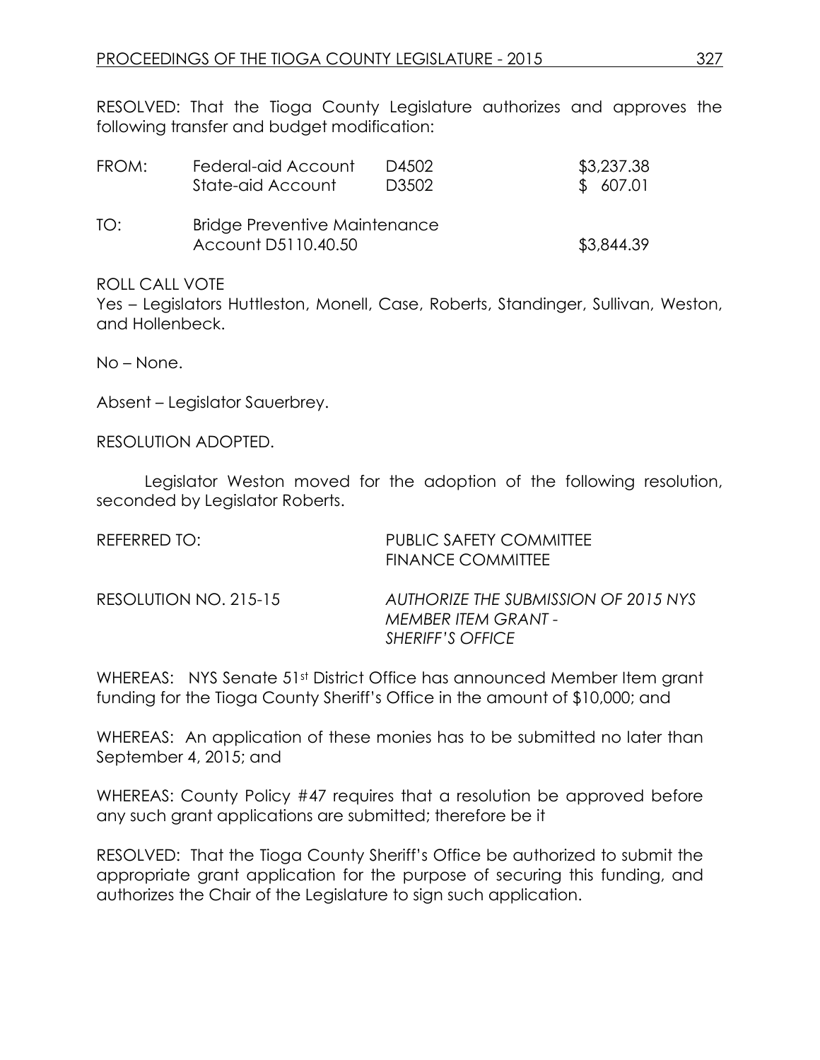RESOLVED: That the Tioga County Legislature authorizes and approves the following transfer and budget modification:

| | | | |
|---|---|---|---|
| FROM: | Federal-aid Account | D4502 | $3,237.38 |
| | State-aid Account | D3502 | $ 607.01 |
| TO: | Bridge Preventive Maintenance Account D5110.40.50 | | $3,844.39 |

ROLL CALL VOTE
Yes – Legislators Huttleston, Monell, Case, Roberts, Standinger, Sullivan, Weston, and Hollenbeck.

No – None.

Absent – Legislator Sauerbrey.

RESOLUTION ADOPTED.

Legislator Weston moved for the adoption of the following resolution, seconded by Legislator Roberts.

REFERRED TO: PUBLIC SAFETY COMMITTEE
FINANCE COMMITTEE

RESOLUTION NO. 215-15 *AUTHORIZE THE SUBMISSION OF 2015 NYS MEMBER ITEM GRANT - SHERIFF'S OFFICE*

WHEREAS: NYS Senate 51st District Office has announced Member Item grant funding for the Tioga County Sheriff's Office in the amount of $10,000; and

WHEREAS: An application of these monies has to be submitted no later than September 4, 2015; and

WHEREAS: County Policy #47 requires that a resolution be approved before any such grant applications are submitted; therefore be it

RESOLVED: That the Tioga County Sheriff's Office be authorized to submit the appropriate grant application for the purpose of securing this funding, and authorizes the Chair of the Legislature to sign such application.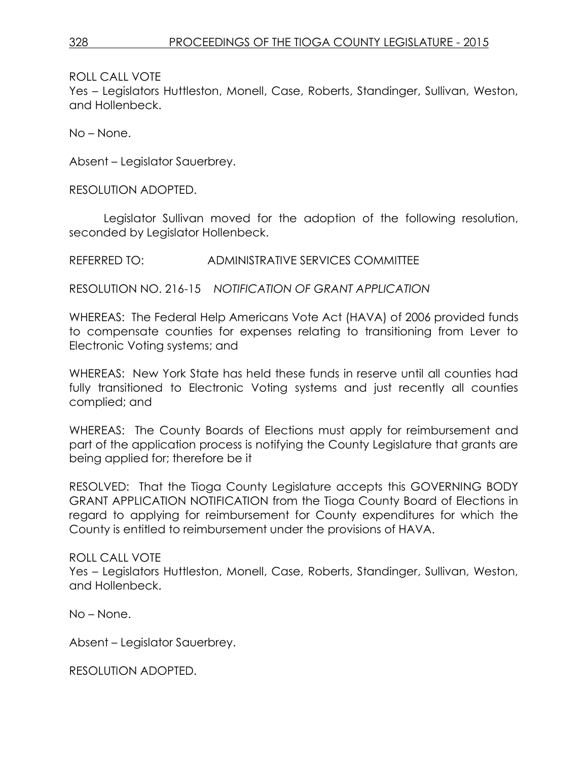ROLL CALL VOTE
Yes – Legislators Huttleston, Monell, Case, Roberts, Standinger, Sullivan, Weston, and Hollenbeck.

No – None.

Absent – Legislator Sauerbrey.

RESOLUTION ADOPTED.

Legislator Sullivan moved for the adoption of the following resolution, seconded by Legislator Hollenbeck.

REFERRED TO: ADMINISTRATIVE SERVICES COMMITTEE

RESOLUTION NO. 216-15 *NOTIFICATION OF GRANT APPLICATION*

WHEREAS: The Federal Help Americans Vote Act (HAVA) of 2006 provided funds to compensate counties for expenses relating to transitioning from Lever to Electronic Voting systems; and

WHEREAS: New York State has held these funds in reserve until all counties had fully transitioned to Electronic Voting systems and just recently all counties complied; and

WHEREAS: The County Boards of Elections must apply for reimbursement and part of the application process is notifying the County Legislature that grants are being applied for; therefore be it

RESOLVED: That the Tioga County Legislature accepts this GOVERNING BODY GRANT APPLICATION NOTIFICATION from the Tioga County Board of Elections in regard to applying for reimbursement for County expenditures for which the County is entitled to reimbursement under the provisions of HAVA.

ROLL CALL VOTE
Yes – Legislators Huttleston, Monell, Case, Roberts, Standinger, Sullivan, Weston, and Hollenbeck.

No – None.

Absent – Legislator Sauerbrey.

RESOLUTION ADOPTED.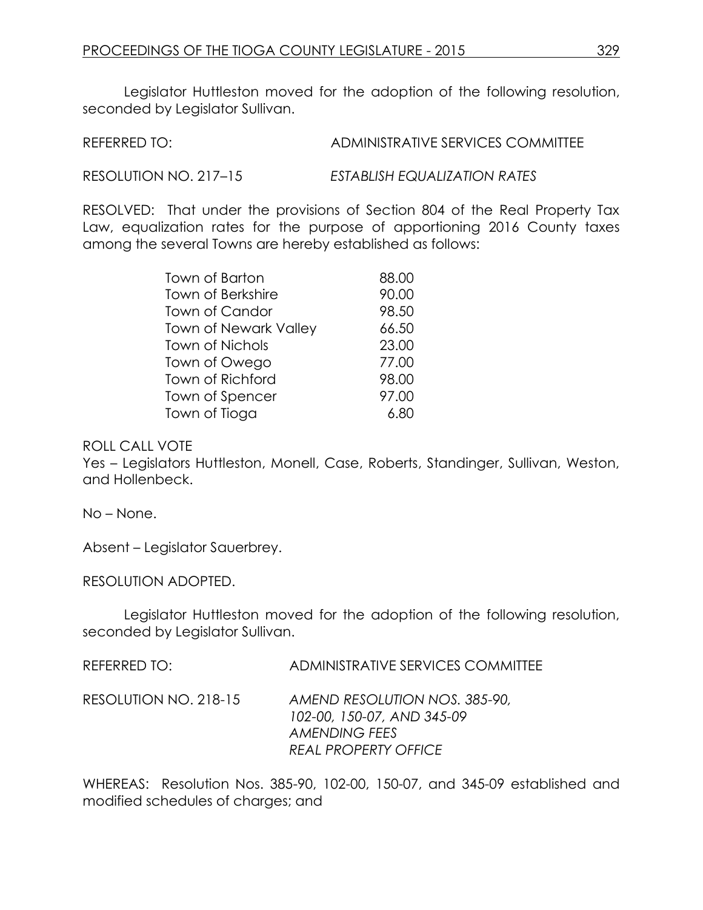Legislator Huttleston moved for the adoption of the following resolution, seconded by Legislator Sullivan.

REFERRED TO: ADMINISTRATIVE SERVICES COMMITTEE

RESOLUTION NO. 217–15 *ESTABLISH EQUALIZATION RATES*

RESOLVED: That under the provisions of Section 804 of the Real Property Tax Law, equalization rates for the purpose of apportioning 2016 County taxes among the several Towns are hereby established as follows:

| | |
|---|---|
| Town of Barton | 88.00 |
| Town of Berkshire | 90.00 |
| Town of Candor | 98.50 |
| Town of Newark Valley | 66.50 |
| Town of Nichols | 23.00 |
| Town of Owego | 77.00 |
| Town of Richford | 98.00 |
| Town of Spencer | 97.00 |
| Town of Tioga | 6.80 |

ROLL CALL VOTE
Yes – Legislators Huttleston, Monell, Case, Roberts, Standinger, Sullivan, Weston, and Hollenbeck.

No – None.

Absent – Legislator Sauerbrey.

RESOLUTION ADOPTED.

Legislator Huttleston moved for the adoption of the following resolution, seconded by Legislator Sullivan.

REFERRED TO: ADMINISTRATIVE SERVICES COMMITTEE

RESOLUTION NO. 218-15 *AMEND RESOLUTION NOS. 385-90, 102-00, 150-07, AND 345-09 AMENDING FEES REAL PROPERTY OFFICE*

WHEREAS: Resolution Nos. 385-90, 102-00, 150-07, and 345-09 established and modified schedules of charges; and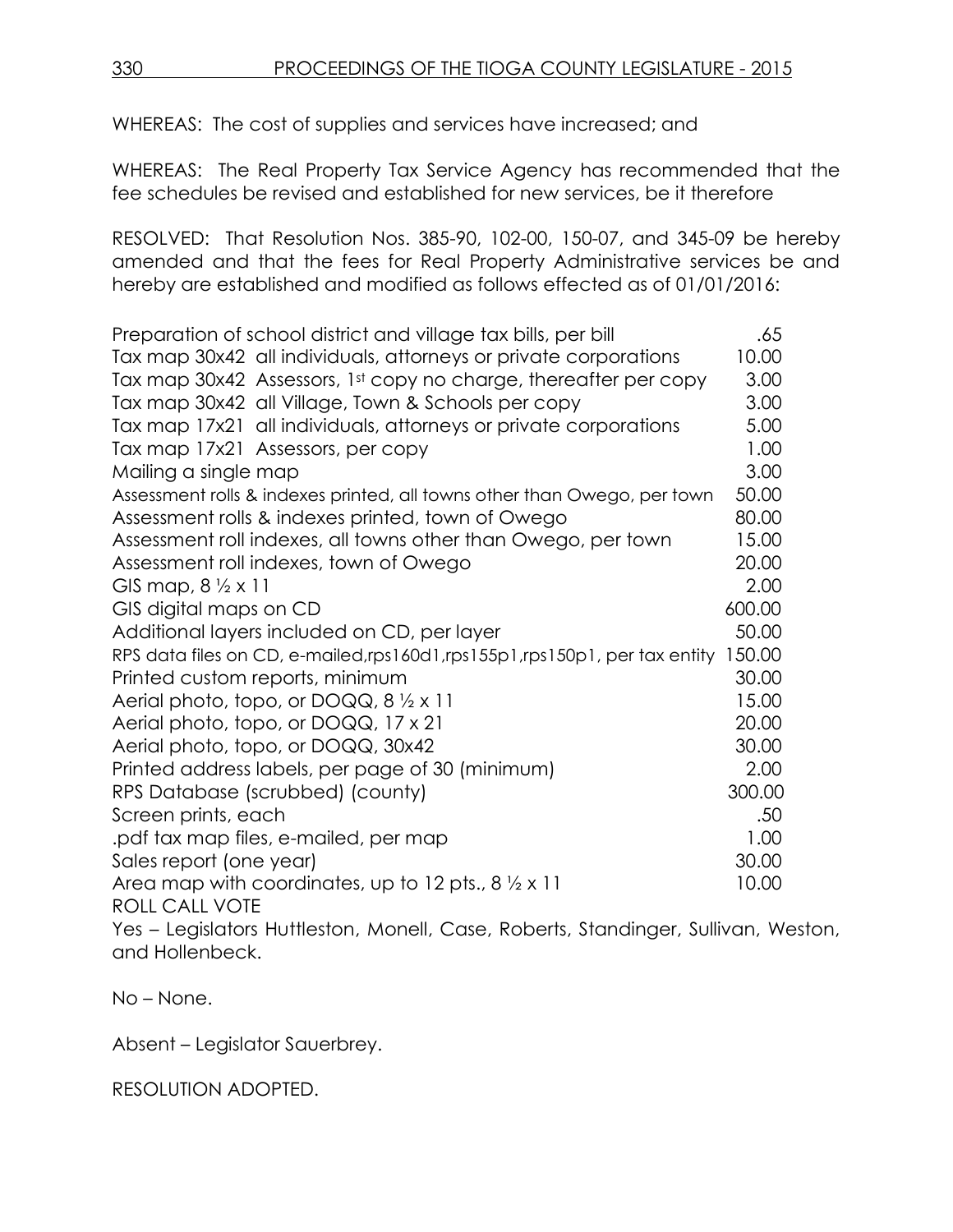WHEREAS: The cost of supplies and services have increased; and

WHEREAS: The Real Property Tax Service Agency has recommended that the fee schedules be revised and established for new services, be it therefore

RESOLVED: That Resolution Nos. 385-90, 102-00, 150-07, and 345-09 be hereby amended and that the fees for Real Property Administrative services be and hereby are established and modified as follows effected as of 01/01/2016:

| | |
|---|---|
| Preparation of school district and village tax bills, per bill | .65 |
| Tax map 30x42 all individuals, attorneys or private corporations | 10.00 |
| Tax map 30x42 Assessors, 1st copy no charge, thereafter per copy | 3.00 |
| Tax map 30x42 all Village, Town & Schools per copy | 3.00 |
| Tax map 17x21 all individuals, attorneys or private corporations | 5.00 |
| Tax map 17x21 Assessors, per copy | 1.00 |
| Mailing a single map | 3.00 |
| Assessment rolls & indexes printed, all towns other than Owego, per town | 50.00 |
| Assessment rolls & indexes printed, town of Owego | 80.00 |
| Assessment roll indexes, all towns other than Owego, per town | 15.00 |
| Assessment roll indexes, town of Owego | 20.00 |
| GIS map, 8 ½ x 11 | 2.00 |
| GIS digital maps on CD | 600.00 |
| Additional layers included on CD, per layer | 50.00 |
| RPS data files on CD, e-mailed,rps160d1,rps155p1,rps150p1, per tax entity | 150.00 |
| Printed custom reports, minimum | 30.00 |
| Aerial photo, topo, or DOQQ, 8 ½ x 11 | 15.00 |
| Aerial photo, topo, or DOQQ, 17 x 21 | 20.00 |
| Aerial photo, topo, or DOQQ, 30x42 | 30.00 |
| Printed address labels, per page of 30 (minimum) | 2.00 |
| RPS Database (scrubbed) (county) | 300.00 |
| Screen prints, each | .50 |
| .pdf tax map files, e-mailed, per map | 1.00 |
| Sales report (one year) | 30.00 |
| Area map with coordinates, up to 12 pts., 8 ½ x 11 | 10.00 |

ROLL CALL VOTE

Yes – Legislators Huttleston, Monell, Case, Roberts, Standinger, Sullivan, Weston, and Hollenbeck.

No – None.

Absent – Legislator Sauerbrey.

RESOLUTION ADOPTED.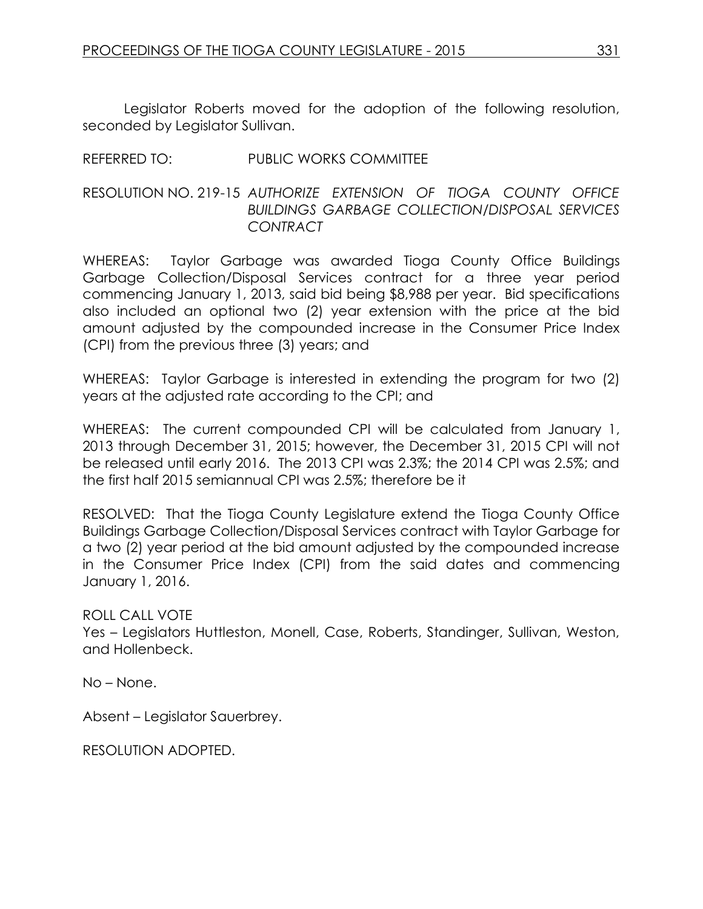Legislator Roberts moved for the adoption of the following resolution, seconded by Legislator Sullivan.

REFERRED TO: PUBLIC WORKS COMMITTEE

RESOLUTION NO. 219-15 *AUTHORIZE EXTENSION OF TIOGA COUNTY OFFICE BUILDINGS GARBAGE COLLECTION/DISPOSAL SERVICES CONTRACT*

WHEREAS: Taylor Garbage was awarded Tioga County Office Buildings Garbage Collection/Disposal Services contract for a three year period commencing January 1, 2013, said bid being $8,988 per year. Bid specifications also included an optional two (2) year extension with the price at the bid amount adjusted by the compounded increase in the Consumer Price Index (CPI) from the previous three (3) years; and

WHEREAS: Taylor Garbage is interested in extending the program for two (2) years at the adjusted rate according to the CPI; and

WHEREAS: The current compounded CPI will be calculated from January 1, 2013 through December 31, 2015; however, the December 31, 2015 CPI will not be released until early 2016. The 2013 CPI was 2.3%; the 2014 CPI was 2.5%; and the first half 2015 semiannual CPI was 2.5%; therefore be it

RESOLVED: That the Tioga County Legislature extend the Tioga County Office Buildings Garbage Collection/Disposal Services contract with Taylor Garbage for a two (2) year period at the bid amount adjusted by the compounded increase in the Consumer Price Index (CPI) from the said dates and commencing January 1, 2016.

ROLL CALL VOTE
Yes – Legislators Huttleston, Monell, Case, Roberts, Standinger, Sullivan, Weston, and Hollenbeck.

No – None.

Absent – Legislator Sauerbrey.

RESOLUTION ADOPTED.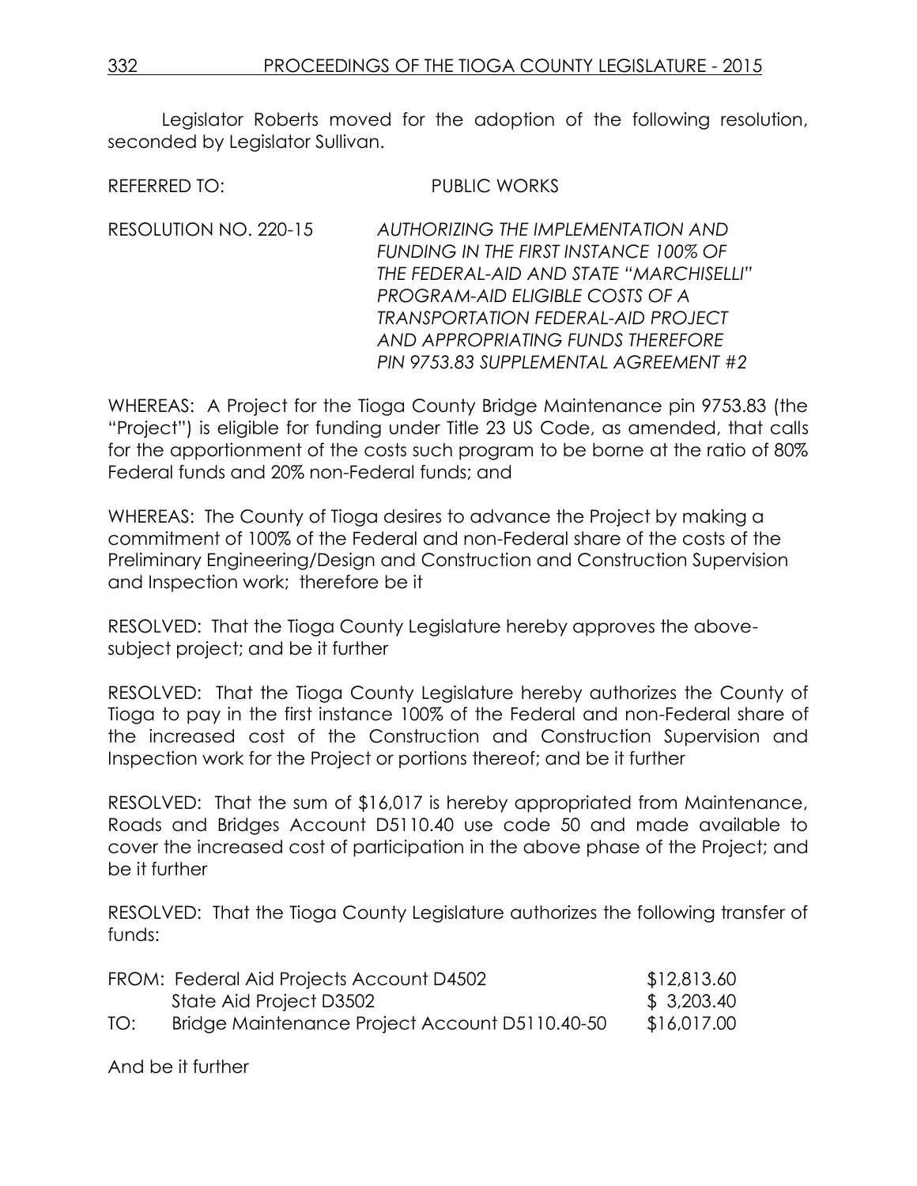Legislator Roberts moved for the adoption of the following resolution, seconded by Legislator Sullivan.

REFERRED TO: PUBLIC WORKS

RESOLUTION NO. 220-15 *AUTHORIZING THE IMPLEMENTATION AND FUNDING IN THE FIRST INSTANCE 100% OF THE FEDERAL-AID AND STATE "MARCHISELLI" PROGRAM-AID ELIGIBLE COSTS OF A TRANSPORTATION FEDERAL-AID PROJECT AND APPROPRIATING FUNDS THEREFORE PIN 9753.83 SUPPLEMENTAL AGREEMENT #2*

WHEREAS: A Project for the Tioga County Bridge Maintenance pin 9753.83 (the "Project") is eligible for funding under Title 23 US Code, as amended, that calls for the apportionment of the costs such program to be borne at the ratio of 80% Federal funds and 20% non-Federal funds; and

WHEREAS: The County of Tioga desires to advance the Project by making a commitment of 100% of the Federal and non-Federal share of the costs of the Preliminary Engineering/Design and Construction and Construction Supervision and Inspection work; therefore be it

RESOLVED: That the Tioga County Legislature hereby approves the above-subject project; and be it further

RESOLVED: That the Tioga County Legislature hereby authorizes the County of Tioga to pay in the first instance 100% of the Federal and non-Federal share of the increased cost of the Construction and Construction Supervision and Inspection work for the Project or portions thereof; and be it further

RESOLVED: That the sum of $16,017 is hereby appropriated from Maintenance, Roads and Bridges Account D5110.40 use code 50 and made available to cover the increased cost of participation in the above phase of the Project; and be it further

RESOLVED: That the Tioga County Legislature authorizes the following transfer of funds:

| | | |
|---|---|---|
| FROM: | Federal Aid Projects Account D4502 | $12,813.60 |
| | State Aid Project D3502 | $ 3,203.40 |
| TO: | Bridge Maintenance Project Account D5110.40-50 | $16,017.00 |

And be it further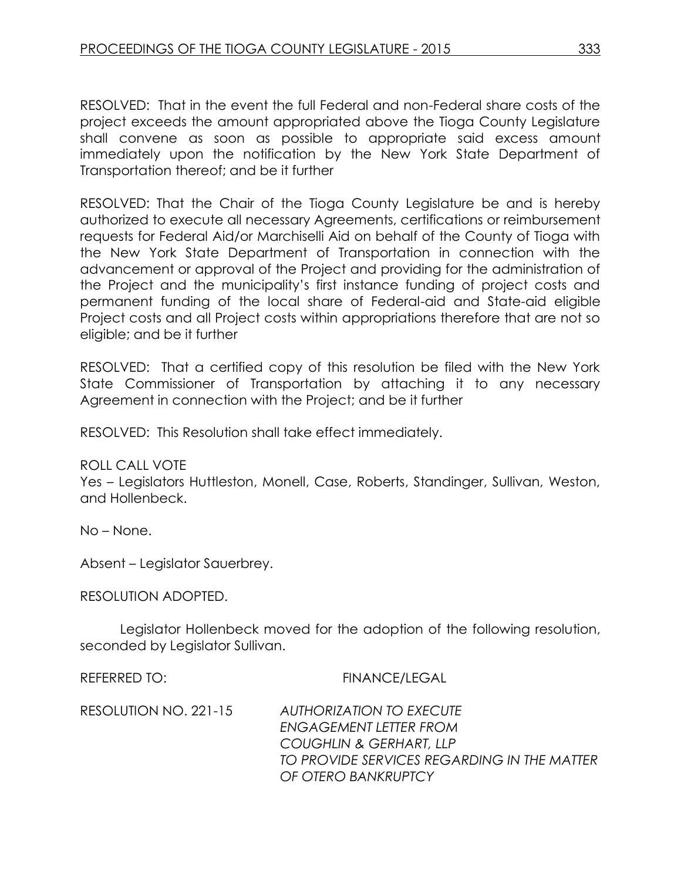RESOLVED: That in the event the full Federal and non-Federal share costs of the project exceeds the amount appropriated above the Tioga County Legislature shall convene as soon as possible to appropriate said excess amount immediately upon the notification by the New York State Department of Transportation thereof; and be it further

RESOLVED: That the Chair of the Tioga County Legislature be and is hereby authorized to execute all necessary Agreements, certifications or reimbursement requests for Federal Aid/or Marchiselli Aid on behalf of the County of Tioga with the New York State Department of Transportation in connection with the advancement or approval of the Project and providing for the administration of the Project and the municipality's first instance funding of project costs and permanent funding of the local share of Federal-aid and State-aid eligible Project costs and all Project costs within appropriations therefore that are not so eligible; and be it further

RESOLVED: That a certified copy of this resolution be filed with the New York State Commissioner of Transportation by attaching it to any necessary Agreement in connection with the Project; and be it further

RESOLVED: This Resolution shall take effect immediately.

ROLL CALL VOTE
Yes – Legislators Huttleston, Monell, Case, Roberts, Standinger, Sullivan, Weston, and Hollenbeck.

No – None.

Absent – Legislator Sauerbrey.

RESOLUTION ADOPTED.

Legislator Hollenbeck moved for the adoption of the following resolution, seconded by Legislator Sullivan.

REFERRED TO: FINANCE/LEGAL

RESOLUTION NO. 221-15 *AUTHORIZATION TO EXECUTE ENGAGEMENT LETTER FROM COUGHLIN & GERHART, LLP TO PROVIDE SERVICES REGARDING IN THE MATTER OF OTERO BANKRUPTCY*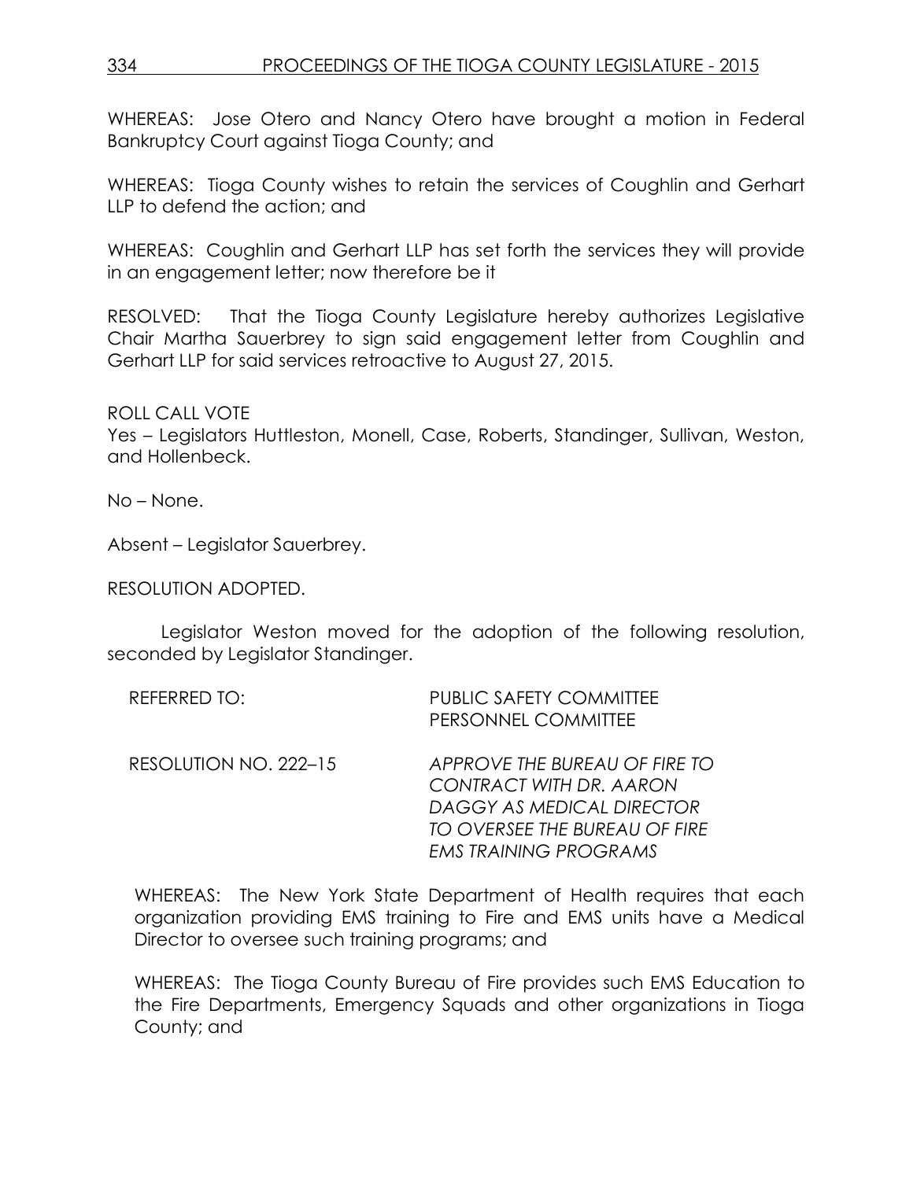WHEREAS: Jose Otero and Nancy Otero have brought a motion in Federal Bankruptcy Court against Tioga County; and

WHEREAS: Tioga County wishes to retain the services of Coughlin and Gerhart LLP to defend the action; and

WHEREAS: Coughlin and Gerhart LLP has set forth the services they will provide in an engagement letter; now therefore be it

RESOLVED: That the Tioga County Legislature hereby authorizes Legislative Chair Martha Sauerbrey to sign said engagement letter from Coughlin and Gerhart LLP for said services retroactive to August 27, 2015.

ROLL CALL VOTE
Yes – Legislators Huttleston, Monell, Case, Roberts, Standinger, Sullivan, Weston, and Hollenbeck.

No – None.

Absent – Legislator Sauerbrey.

RESOLUTION ADOPTED.

Legislator Weston moved for the adoption of the following resolution, seconded by Legislator Standinger.

REFERRED TO: PUBLIC SAFETY COMMITTEE
PERSONNEL COMMITTEE

RESOLUTION NO. 222–15 *APPROVE THE BUREAU OF FIRE TO CONTRACT WITH DR. AARON DAGGY AS MEDICAL DIRECTOR TO OVERSEE THE BUREAU OF FIRE EMS TRAINING PROGRAMS*

WHEREAS: The New York State Department of Health requires that each organization providing EMS training to Fire and EMS units have a Medical Director to oversee such training programs; and

WHEREAS: The Tioga County Bureau of Fire provides such EMS Education to the Fire Departments, Emergency Squads and other organizations in Tioga County; and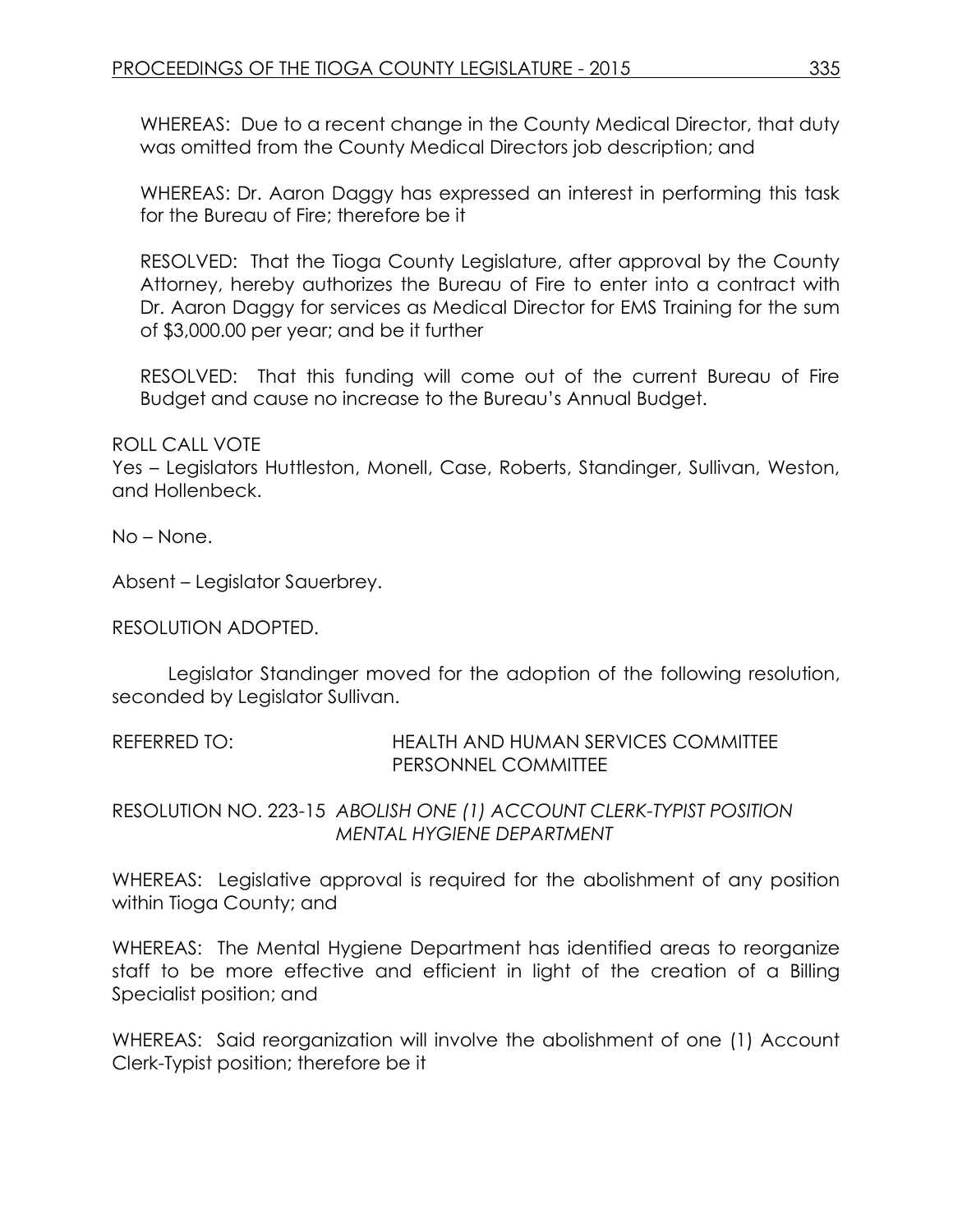WHEREAS: Due to a recent change in the County Medical Director, that duty was omitted from the County Medical Directors job description; and

WHEREAS: Dr. Aaron Daggy has expressed an interest in performing this task for the Bureau of Fire; therefore be it

RESOLVED: That the Tioga County Legislature, after approval by the County Attorney, hereby authorizes the Bureau of Fire to enter into a contract with Dr. Aaron Daggy for services as Medical Director for EMS Training for the sum of $3,000.00 per year; and be it further

RESOLVED: That this funding will come out of the current Bureau of Fire Budget and cause no increase to the Bureau's Annual Budget.

ROLL CALL VOTE
Yes – Legislators Huttleston, Monell, Case, Roberts, Standinger, Sullivan, Weston, and Hollenbeck.

No – None.

Absent – Legislator Sauerbrey.

RESOLUTION ADOPTED.

Legislator Standinger moved for the adoption of the following resolution, seconded by Legislator Sullivan.

REFERRED TO: HEALTH AND HUMAN SERVICES COMMITTEE
PERSONNEL COMMITTEE

RESOLUTION NO. 223-15 *ABOLISH ONE (1) ACCOUNT CLERK-TYPIST POSITION MENTAL HYGIENE DEPARTMENT*

WHEREAS: Legislative approval is required for the abolishment of any position within Tioga County; and

WHEREAS: The Mental Hygiene Department has identified areas to reorganize staff to be more effective and efficient in light of the creation of a Billing Specialist position; and

WHEREAS: Said reorganization will involve the abolishment of one (1) Account Clerk-Typist position; therefore be it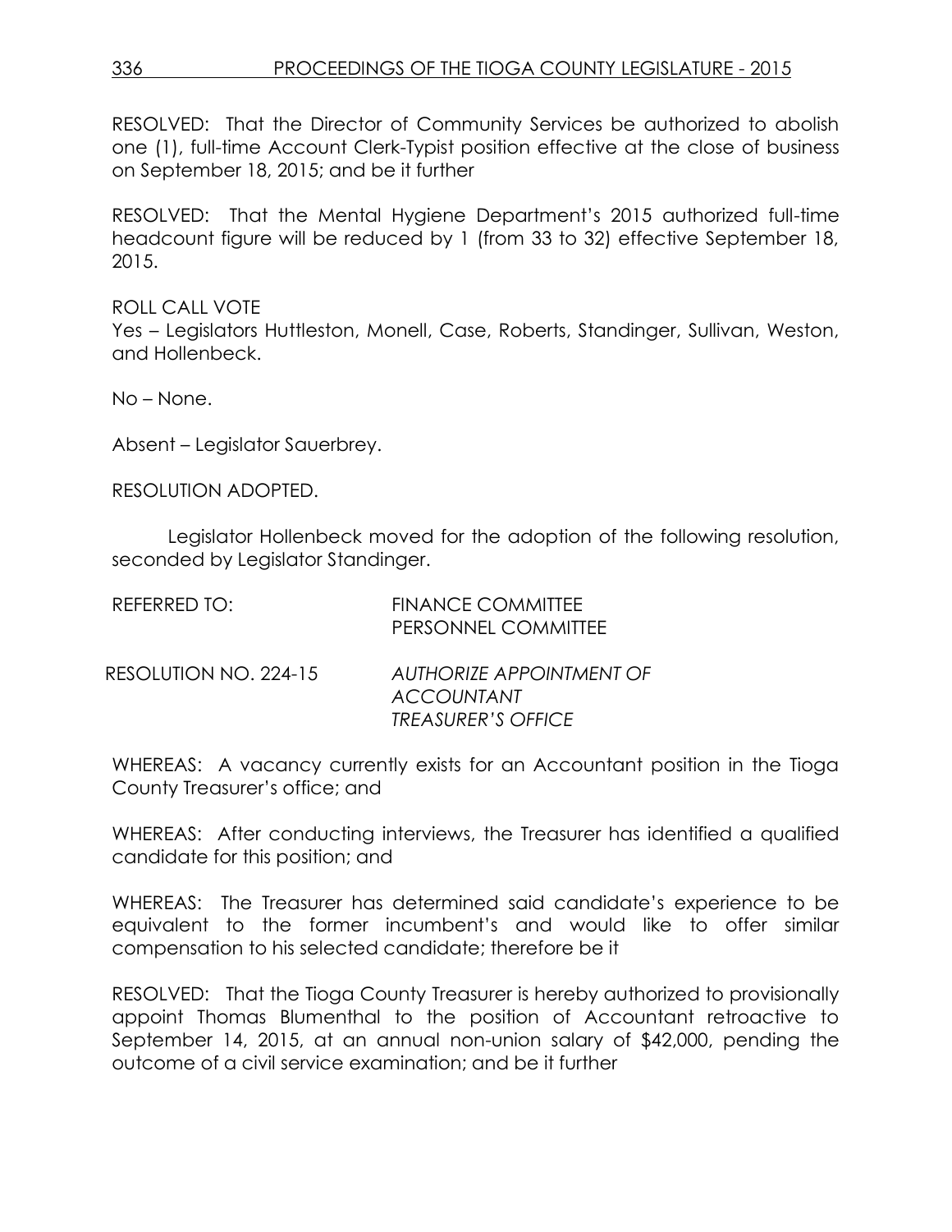RESOLVED: That the Director of Community Services be authorized to abolish one (1), full-time Account Clerk-Typist position effective at the close of business on September 18, 2015; and be it further

RESOLVED: That the Mental Hygiene Department's 2015 authorized full-time headcount figure will be reduced by 1 (from 33 to 32) effective September 18, 2015.

ROLL CALL VOTE
Yes – Legislators Huttleston, Monell, Case, Roberts, Standinger, Sullivan, Weston, and Hollenbeck.

No – None.

Absent – Legislator Sauerbrey.

RESOLUTION ADOPTED.

Legislator Hollenbeck moved for the adoption of the following resolution, seconded by Legislator Standinger.

REFERRED TO: FINANCE COMMITTEE
PERSONNEL COMMITTEE

RESOLUTION NO. 224-15 *AUTHORIZE APPOINTMENT OF ACCOUNTANT TREASURER'S OFFICE*

WHEREAS: A vacancy currently exists for an Accountant position in the Tioga County Treasurer's office; and

WHEREAS: After conducting interviews, the Treasurer has identified a qualified candidate for this position; and

WHEREAS: The Treasurer has determined said candidate's experience to be equivalent to the former incumbent's and would like to offer similar compensation to his selected candidate; therefore be it

RESOLVED: That the Tioga County Treasurer is hereby authorized to provisionally appoint Thomas Blumenthal to the position of Accountant retroactive to September 14, 2015, at an annual non-union salary of $42,000, pending the outcome of a civil service examination; and be it further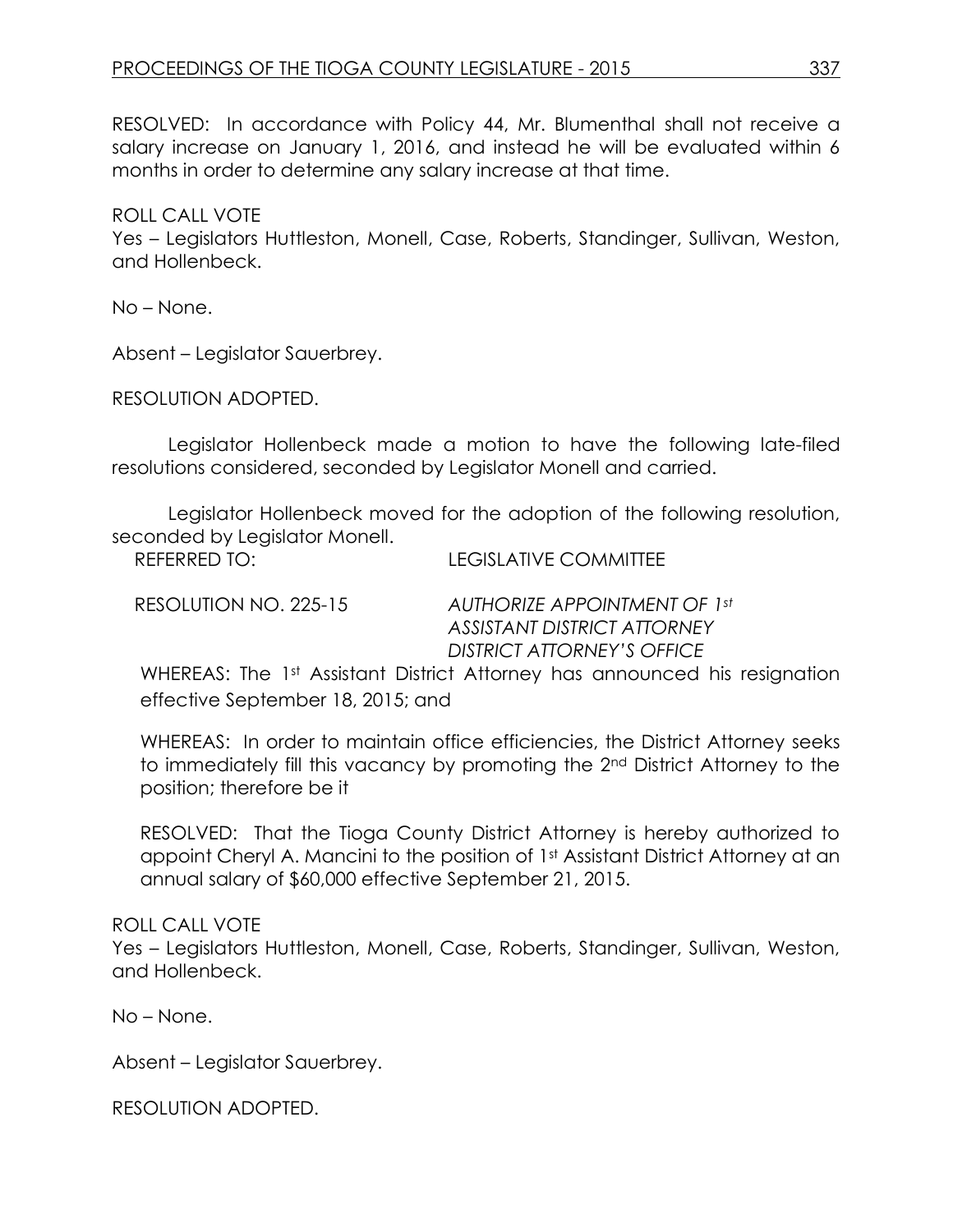RESOLVED: In accordance with Policy 44, Mr. Blumenthal shall not receive a salary increase on January 1, 2016, and instead he will be evaluated within 6 months in order to determine any salary increase at that time.

ROLL CALL VOTE
Yes – Legislators Huttleston, Monell, Case, Roberts, Standinger, Sullivan, Weston, and Hollenbeck.

No – None.

Absent – Legislator Sauerbrey.

RESOLUTION ADOPTED.

Legislator Hollenbeck made a motion to have the following late-filed resolutions considered, seconded by Legislator Monell and carried.

Legislator Hollenbeck moved for the adoption of the following resolution, seconded by Legislator Monell.

REFERRED TO: LEGISLATIVE COMMITTEE

RESOLUTION NO. 225-15 *AUTHORIZE APPOINTMENT OF 1st ASSISTANT DISTRICT ATTORNEY DISTRICT ATTORNEY'S OFFICE*

WHEREAS: The 1st Assistant District Attorney has announced his resignation effective September 18, 2015; and

WHEREAS: In order to maintain office efficiencies, the District Attorney seeks to immediately fill this vacancy by promoting the 2nd District Attorney to the position; therefore be it

RESOLVED: That the Tioga County District Attorney is hereby authorized to appoint Cheryl A. Mancini to the position of 1st Assistant District Attorney at an annual salary of $60,000 effective September 21, 2015.

ROLL CALL VOTE
Yes – Legislators Huttleston, Monell, Case, Roberts, Standinger, Sullivan, Weston, and Hollenbeck.

No – None.

Absent – Legislator Sauerbrey.

RESOLUTION ADOPTED.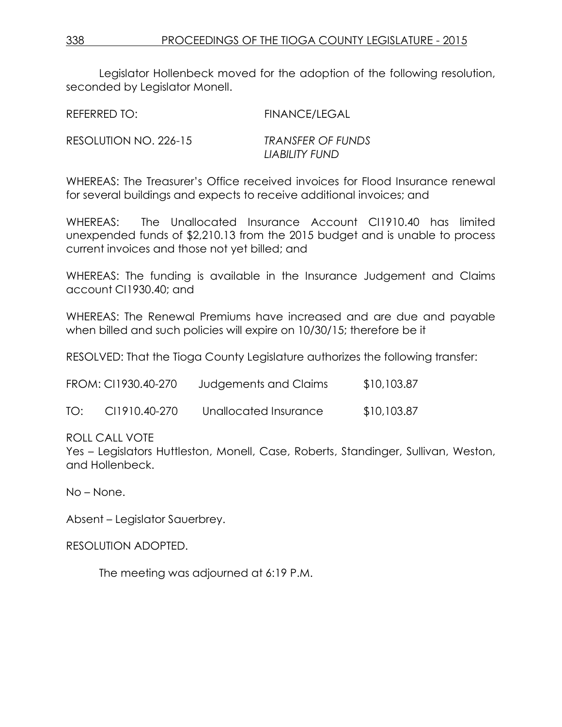Legislator Hollenbeck moved for the adoption of the following resolution, seconded by Legislator Monell.

| | |
|---|---|
| REFERRED TO: | FINANCE/LEGAL |
| RESOLUTION NO. 226-15 | *TRANSFER OF FUNDS LIABILITY FUND* |

WHEREAS: The Treasurer's Office received invoices for Flood Insurance renewal for several buildings and expects to receive additional invoices; and

WHEREAS: The Unallocated Insurance Account CI1910.40 has limited unexpended funds of $2,210.13 from the 2015 budget and is unable to process current invoices and those not yet billed; and

WHEREAS: The funding is available in the Insurance Judgement and Claims account CI1930.40; and

WHEREAS: The Renewal Premiums have increased and are due and payable when billed and such policies will expire on 10/30/15; therefore be it

RESOLVED: That the Tioga County Legislature authorizes the following transfer:

| | | | |
|---|---|---|---|
| FROM: | CI1930.40-270 | Judgements and Claims | $10,103.87 |
| TO: | CI1910.40-270 | Unallocated Insurance | $10,103.87 |

ROLL CALL VOTE
Yes – Legislators Huttleston, Monell, Case, Roberts, Standinger, Sullivan, Weston, and Hollenbeck.

No – None.

Absent – Legislator Sauerbrey.

RESOLUTION ADOPTED.

The meeting was adjourned at 6:19 P.M.